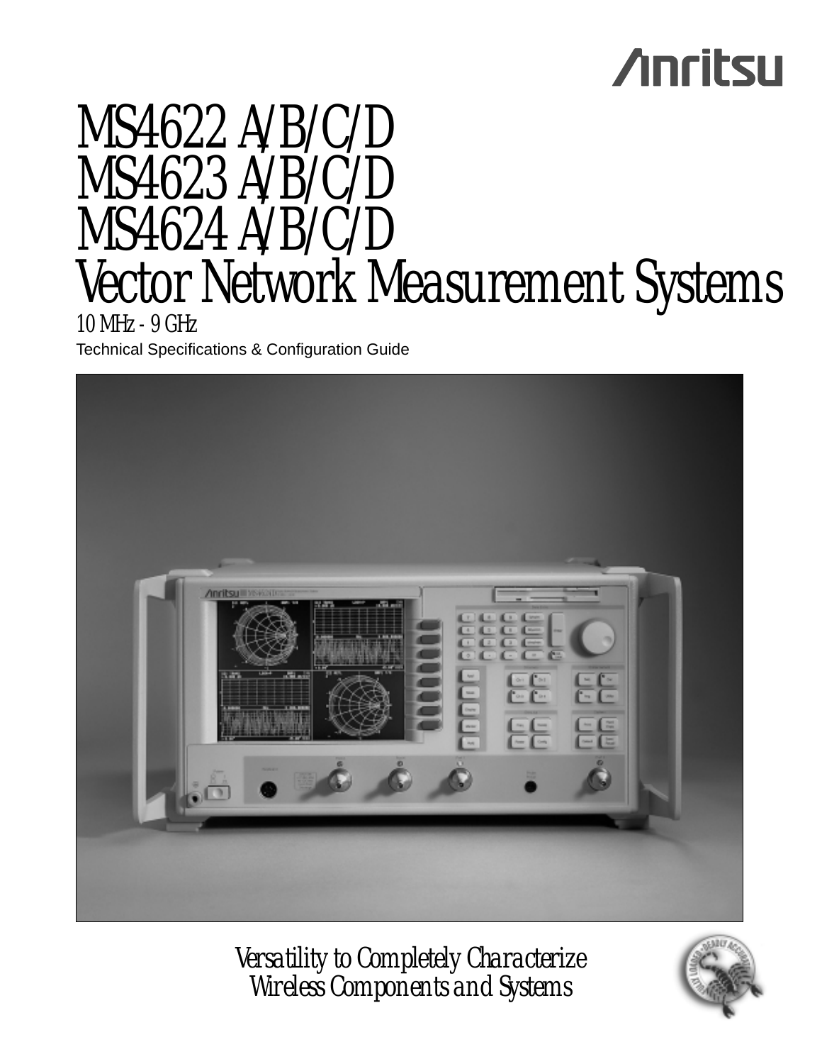Anritsu

# MS4622 A/B/C/D
# MS4623 A/B/C/D
# MS4624 A/B/C/D
# Vector Network Measurement Systems

10 MHz - 9 GHz

Technical Specifications & Configuration Guide

*Versatility to Completely Characterize Wireless Components and Systems*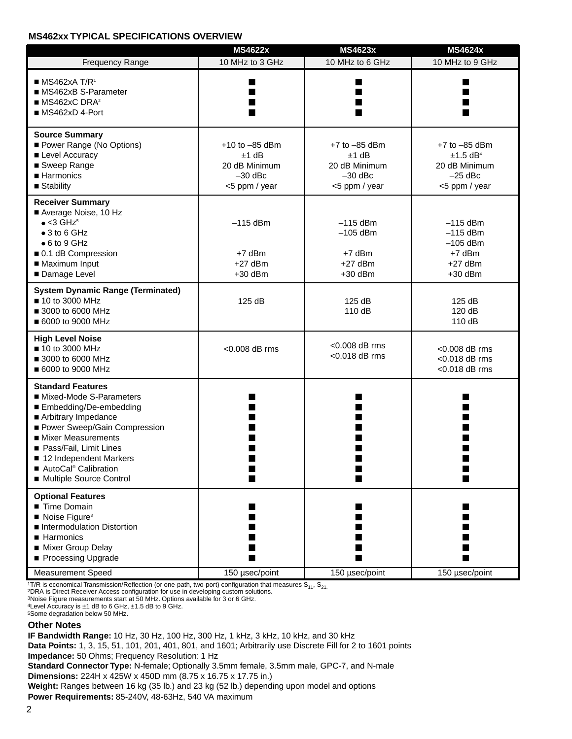## MS462xx TYPICAL SPECIFICATIONS OVERVIEW

| | MS4622x | MS4623x | MS4624x |
|---|---|---|---|
| Frequency Range | 10 MHz to 3 GHz | 10 MHz to 6 GHz | 10 MHz to 9 GHz |
| ■ MS462xA T/R[1] | ■ | ■ | ■ |
| ■ MS462xB S-Parameter | ■ | ■ | ■ |
| ■ MS462xC DRA[2] | ■ | ■ | ■ |
| ■ MS462xD 4-Port | ■ | ■ | ■ |
| **Source Summary** | | | |
| ■ Power Range (No Options) | +10 to –85 dBm | +7 to –85 dBm | +7 to –85 dBm |
| ■ Level Accuracy | ±1 dB | ±1 dB | ±1.5 dB[4] |
| ■ Sweep Range | 20 dB Minimum | 20 dB Minimum | 20 dB Minimum |
| ■ Harmonics | –30 dBc | –30 dBc | –25 dBc |
| ■ Stability | <5 ppm / year | <5 ppm / year | <5 ppm / year |
| **Receiver Summary** | | | |
| ■ Average Noise, 10 Hz | | | |
| • <3 GHz[5] | –115 dBm | –115 dBm | –115 dBm |
| • 3 to 6 GHz | | –105 dBm | –115 dBm |
| • 6 to 9 GHz | | | –105 dBm |
| ■ 0.1 dB Compression | +7 dBm | +7 dBm | +7 dBm |
| ■ Maximum Input | +27 dBm | +27 dBm | +27 dBm |
| ■ Damage Level | +30 dBm | +30 dBm | +30 dBm |
| **System Dynamic Range (Terminated)** | | | |
| ■ 10 to 3000 MHz | 125 dB | 125 dB | 125 dB |
| ■ 3000 to 6000 MHz | | 110 dB | 120 dB |
| ■ 6000 to 9000 MHz | | | 110 dB |
| **High Level Noise** | | | |
| ■ 10 to 3000 MHz | <0.008 dB rms | <0.008 dB rms | <0.008 dB rms |
| ■ 3000 to 6000 MHz | | <0.018 dB rms | <0.018 dB rms |
| ■ 6000 to 9000 MHz | | | <0.018 dB rms |
| **Standard Features** | | | |
| ■ Mixed-Mode S-Parameters | ■ | ■ | ■ |
| ■ Embedding/De-embedding | ■ | ■ | ■ |
| ■ Arbitrary Impedance | ■ | ■ | ■ |
| ■ Power Sweep/Gain Compression | ■ | ■ | ■ |
| ■ Mixer Measurements | ■ | ■ | ■ |
| ■ Pass/Fail, Limit Lines | ■ | ■ | ■ |
| ■ 12 Independent Markers | ■ | ■ | ■ |
| ■ AutoCal® Calibration | ■ | ■ | ■ |
| ■ Multiple Source Control | ■ | ■ | ■ |
| **Optional Features** | | | |
| ■ Time Domain | ■ | ■ | ■ |
| ■ Noise Figure[3] | ■ | ■ | ■ |
| ■ Intermodulation Distortion | ■ | ■ | ■ |
| ■ Harmonics | ■ | ■ | ■ |
| ■ Mixer Group Delay | ■ | ■ | ■ |
| ■ Processing Upgrade | ■ | ■ | ■ |
| Measurement Speed | 150 µsec/point | 150 µsec/point | 150 µsec/point |

[1]T/R is economical Transmission/Reflection (or one-path, two-port) configuration that measures $S_{11}$, $S_{21}$.
[2]DRA is Direct Receiver Access configuration for use in developing custom solutions.
[3]Noise Figure measurements start at 50 MHz. Options available for 3 or 6 GHz.
[4]Level Accuracy is ±1 dB to 6 GHz, ±1.5 dB to 9 GHz.
[5]Some degradation below 50 MHz.

### Other Notes

**IF Bandwidth Range:** 10 Hz, 30 Hz, 100 Hz, 300 Hz, 1 kHz, 3 kHz, 10 kHz, and 30 kHz
**Data Points:** 1, 3, 15, 51, 101, 201, 401, 801, and 1601; Arbitrarily use Discrete Fill for 2 to 1601 points
**Impedance:** 50 Ohms; Frequency Resolution: 1 Hz
**Standard Connector Type:** N-female; Optionally 3.5mm female, 3.5mm male, GPC-7, and N-male
**Dimensions:** 224H x 425W x 450D mm (8.75 x 16.75 x 17.75 in.)
**Weight:** Ranges between 16 kg (35 lb.) and 23 kg (52 lb.) depending upon model and options
**Power Requirements:** 85-240V, 48-63Hz, 540 VA maximum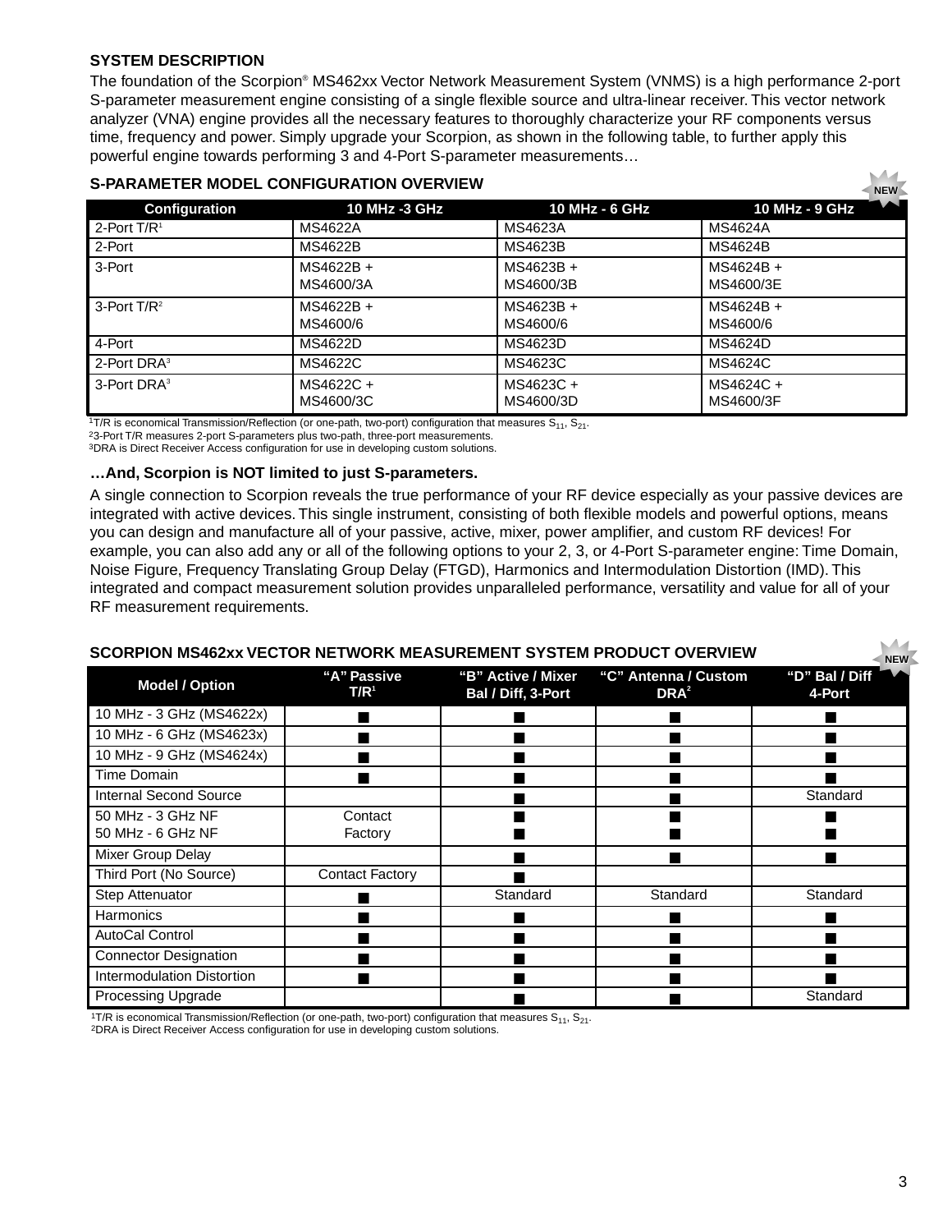## SYSTEM DESCRIPTION

The foundation of the Scorpion® MS462xx Vector Network Measurement System (VNMS) is a high performance 2-port S-parameter measurement engine consisting of a single flexible source and ultra-linear receiver. This vector network analyzer (VNA) engine provides all the necessary features to thoroughly characterize your RF components versus time, frequency and power. Simply upgrade your Scorpion, as shown in the following table, to further apply this powerful engine towards performing 3 and 4-Port S-parameter measurements…

## S-PARAMETER MODEL CONFIGURATION OVERVIEW

NEW

| Configuration | 10 MHz -3 GHz | 10 MHz - 6 GHz | 10 MHz - 9 GHz |
|---|---|---|---|
| 2-Port T/R[1] | MS4622A | MS4623A | MS4624A |
| 2-Port | MS4622B | MS4623B | MS4624B |
| 3-Port | MS4622B + MS4600/3A | MS4623B + MS4600/3B | MS4624B + MS4600/3E |
| 3-Port T/R[2] | MS4622B + MS4600/6 | MS4623B + MS4600/6 | MS4624B + MS4600/6 |
| 4-Port | MS4622D | MS4623D | MS4624D |
| 2-Port DRA[3] | MS4622C | MS4623C | MS4624C |
| 3-Port DRA[3] | MS4622C + MS4600/3C | MS4623C + MS4600/3D | MS4624C + MS4600/3F |

[1]T/R is economical Transmission/Reflection (or one-path, two-port) configuration that measures $S_{11}$, $S_{21}$.
[2]3-Port T/R measures 2-port S-parameters plus two-path, three-port measurements.
[3]DRA is Direct Receiver Access configuration for use in developing custom solutions.

### …And, Scorpion is NOT limited to just S-parameters.

A single connection to Scorpion reveals the true performance of your RF device especially as your passive devices are integrated with active devices. This single instrument, consisting of both flexible models and powerful options, means you can design and manufacture all of your passive, active, mixer, power amplifier, and custom RF devices! For example, you can also add any or all of the following options to your 2, 3, or 4-Port S-parameter engine: Time Domain, Noise Figure, Frequency Translating Group Delay (FTGD), Harmonics and Intermodulation Distortion (IMD). This integrated and compact measurement solution provides unparalleled performance, versatility and value for all of your RF measurement requirements.

## SCORPION MS462xx VECTOR NETWORK MEASUREMENT SYSTEM PRODUCT OVERVIEW

NEW

| Model / Option | "A" Passive T/R[1] | "B" Active / Mixer Bal / Diff, 3-Port | "C" Antenna / Custom DRA[2] | "D" Bal / Diff 4-Port |
|---|---|---|---|---|
| 10 MHz - 3 GHz (MS4622x) | ■ | ■ | ■ | ■ |
| 10 MHz - 6 GHz (MS4623x) | ■ | ■ | ■ | ■ |
| 10 MHz - 9 GHz (MS4624x) | ■ | ■ | ■ | ■ |
| Time Domain | ■ | ■ | ■ | ■ |
| Internal Second Source | | ■ | ■ | Standard |
| 50 MHz - 3 GHz NF<br>50 MHz - 6 GHz NF | Contact Factory | ■<br>■ | ■<br>■ | ■<br>■ |
| Mixer Group Delay | | ■ | ■ | ■ |
| Third Port (No Source) | Contact Factory | ■ | | |
| Step Attenuator | ■ | Standard | Standard | Standard |
| Harmonics | ■ | ■ | ■ | ■ |
| AutoCal Control | ■ | ■ | ■ | ■ |
| Connector Designation | ■ | ■ | ■ | ■ |
| Intermodulation Distortion | ■ | ■ | ■ | ■ |
| Processing Upgrade | | ■ | ■ | Standard |

[1]T/R is economical Transmission/Reflection (or one-path, two-port) configuration that measures $S_{11}$, $S_{21}$.
[2]DRA is Direct Receiver Access configuration for use in developing custom solutions.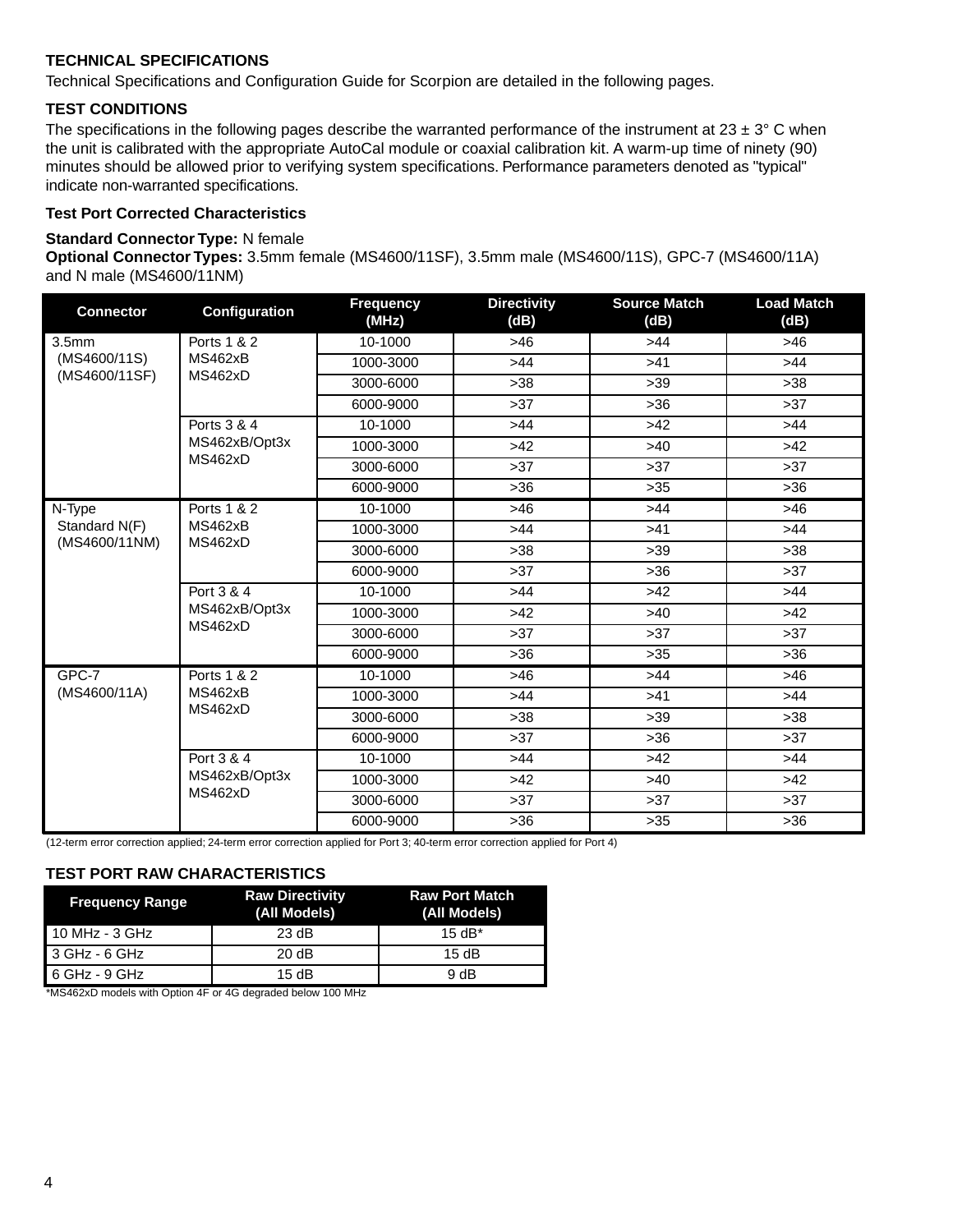## TECHNICAL SPECIFICATIONS

Technical Specifications and Configuration Guide for Scorpion are detailed in the following pages.

## TEST CONDITIONS

The specifications in the following pages describe the warranted performance of the instrument at 23 ± 3° C when the unit is calibrated with the appropriate AutoCal module or coaxial calibration kit. A warm-up time of ninety (90) minutes should be allowed prior to verifying system specifications. Performance parameters denoted as "typical" indicate non-warranted specifications.

### Test Port Corrected Characteristics

**Standard Connector Type:** N female
**Optional Connector Types:** 3.5mm female (MS4600/11SF), 3.5mm male (MS4600/11S), GPC-7 (MS4600/11A) and N male (MS4600/11NM)

| Connector | Configuration | Frequency (MHz) | Directivity (dB) | Source Match (dB) | Load Match (dB) |
|---|---|---|---|---|---|
| 3.5mm (MS4600/11S) (MS4600/11SF) | Ports 1 & 2 MS462xB MS462xD | 10-1000 | >46 | >44 | >46 |
| | | 1000-3000 | >44 | >41 | >44 |
| | | 3000-6000 | >38 | >39 | >38 |
| | | 6000-9000 | >37 | >36 | >37 |
| | Ports 3 & 4 MS462xB/Opt3x MS462xD | 10-1000 | >44 | >42 | >44 |
| | | 1000-3000 | >42 | >40 | >42 |
| | | 3000-6000 | >37 | >37 | >37 |
| | | 6000-9000 | >36 | >35 | >36 |
| N-Type Standard N(F) (MS4600/11NM) | Ports 1 & 2 MS462xB MS462xD | 10-1000 | >46 | >44 | >46 |
| | | 1000-3000 | >44 | >41 | >44 |
| | | 3000-6000 | >38 | >39 | >38 |
| | | 6000-9000 | >37 | >36 | >37 |
| | Port 3 & 4 MS462xB/Opt3x MS462xD | 10-1000 | >44 | >42 | >44 |
| | | 1000-3000 | >42 | >40 | >42 |
| | | 3000-6000 | >37 | >37 | >37 |
| | | 6000-9000 | >36 | >35 | >36 |
| GPC-7 (MS4600/11A) | Ports 1 & 2 MS462xB MS462xD | 10-1000 | >46 | >44 | >46 |
| | | 1000-3000 | >44 | >41 | >44 |
| | | 3000-6000 | >38 | >39 | >38 |
| | | 6000-9000 | >37 | >36 | >37 |
| | Port 3 & 4 MS462xB/Opt3x MS462xD | 10-1000 | >44 | >42 | >44 |
| | | 1000-3000 | >42 | >40 | >42 |
| | | 3000-6000 | >37 | >37 | >37 |
| | | 6000-9000 | >36 | >35 | >36 |

(12-term error correction applied; 24-term error correction applied for Port 3; 40-term error correction applied for Port 4)

## TEST PORT RAW CHARACTERISTICS

| Frequency Range | Raw Directivity (All Models) | Raw Port Match (All Models) |
|---|---|---|
| 10 MHz - 3 GHz | 23 dB | 15 dB* |
| 3 GHz - 6 GHz | 20 dB | 15 dB |
| 6 GHz - 9 GHz | 15 dB | 9 dB |

*MS462xD models with Option 4F or 4G degraded below 100 MHz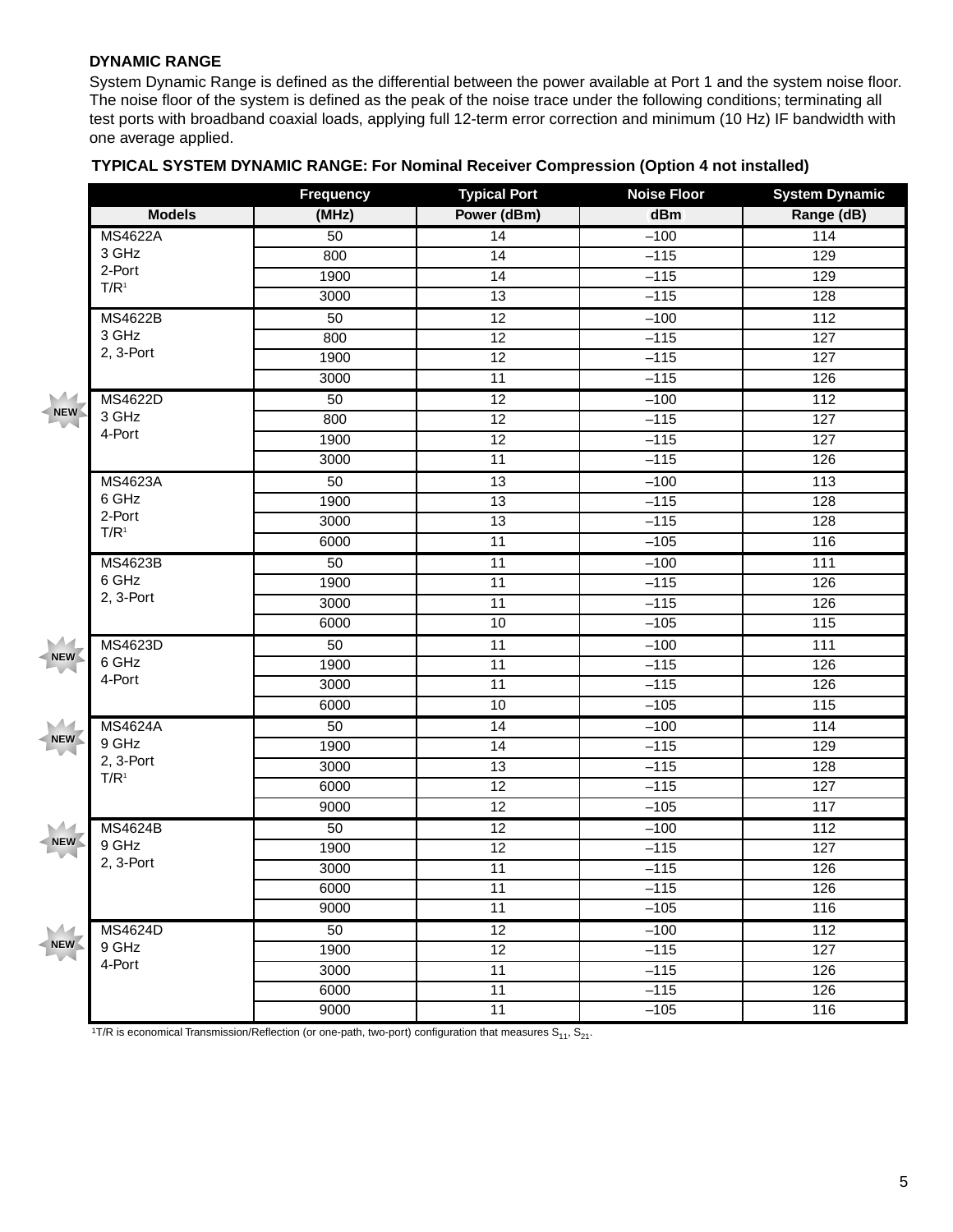### DYNAMIC RANGE

System Dynamic Range is defined as the differential between the power available at Port 1 and the system noise floor. The noise floor of the system is defined as the peak of the noise trace under the following conditions; terminating all test ports with broadband coaxial loads, applying full 12-term error correction and minimum (10 Hz) IF bandwidth with one average applied.

**TYPICAL SYSTEM DYNAMIC RANGE: For Nominal Receiver Compression (Option 4 not installed)**

| Models | Frequency (MHz) | Typical Port Power (dBm) | Noise Floor dBm | System Dynamic Range (dB) |
|---|---|---|---|---|
| MS4622A 3 GHz 2-Port T/R[1] | 50 | 14 | –100 | 114 |
| | 800 | 14 | –115 | 129 |
| | 1900 | 14 | –115 | 129 |
| | 3000 | 13 | –115 | 128 |
| MS4622B 3 GHz 2, 3-Port | 50 | 12 | –100 | 112 |
| | 800 | 12 | –115 | 127 |
| | 1900 | 12 | –115 | 127 |
| | 3000 | 11 | –115 | 126 |
| NEW MS4622D 3 GHz 4-Port | 50 | 12 | –100 | 112 |
| | 800 | 12 | –115 | 127 |
| | 1900 | 12 | –115 | 127 |
| | 3000 | 11 | –115 | 126 |
| MS4623A 6 GHz 2-Port T/R[1] | 50 | 13 | –100 | 113 |
| | 1900 | 13 | –115 | 128 |
| | 3000 | 13 | –115 | 128 |
| | 6000 | 11 | –105 | 116 |
| MS4623B 6 GHz 2, 3-Port | 50 | 11 | –100 | 111 |
| | 1900 | 11 | –115 | 126 |
| | 3000 | 11 | –115 | 126 |
| | 6000 | 10 | –105 | 115 |
| NEW MS4623D 6 GHz 4-Port | 50 | 11 | –100 | 111 |
| | 1900 | 11 | –115 | 126 |
| | 3000 | 11 | –115 | 126 |
| | 6000 | 10 | –105 | 115 |
| NEW MS4624A 9 GHz 2, 3-Port T/R[1] | 50 | 14 | –100 | 114 |
| | 1900 | 14 | –115 | 129 |
| | 3000 | 13 | –115 | 128 |
| | 6000 | 12 | –115 | 127 |
| | 9000 | 12 | –105 | 117 |
| NEW MS4624B 9 GHz 2, 3-Port | 50 | 12 | –100 | 112 |
| | 1900 | 12 | –115 | 127 |
| | 3000 | 11 | –115 | 126 |
| | 6000 | 11 | –115 | 126 |
| | 9000 | 11 | –105 | 116 |
| NEW MS4624D 9 GHz 4-Port | 50 | 12 | –100 | 112 |
| | 1900 | 12 | –115 | 127 |
| | 3000 | 11 | –115 | 126 |
| | 6000 | 11 | –115 | 126 |
| | 9000 | 11 | –105 | 116 |

[1]T/R is economical Transmission/Reflection (or one-path, two-port) configuration that measures $S_{11}$, $S_{21}$.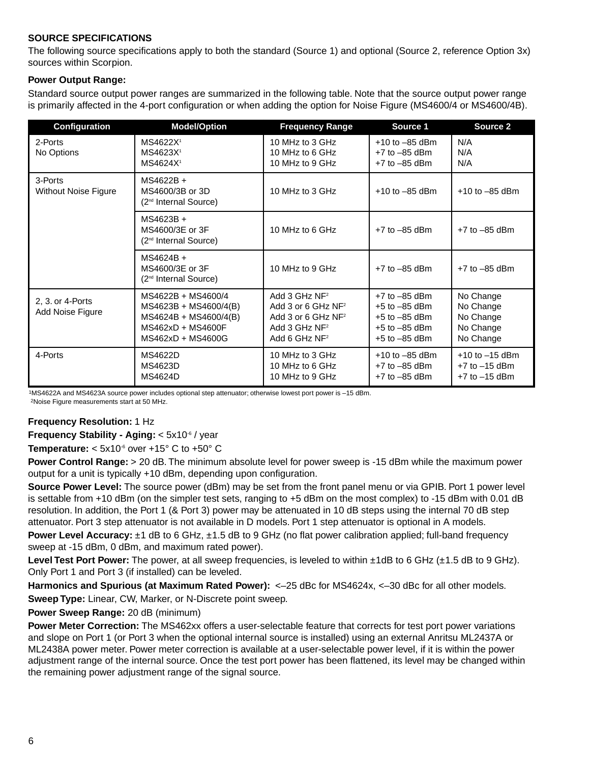### SOURCE SPECIFICATIONS

The following source specifications apply to both the standard (Source 1) and optional (Source 2, reference Option 3x) sources within Scorpion.

**Power Output Range:**

Standard source output power ranges are summarized in the following table. Note that the source output power range is primarily affected in the 4-port configuration or when adding the option for Noise Figure (MS4600/4 or MS4600/4B).

| Configuration | Model/Option | Frequency Range | Source 1 | Source 2 |
|---|---|---|---|---|
| 2-Ports<br>No Options | MS4622X[1]<br>MS4623X[1]<br>MS4624X[1] | 10 MHz to 3 GHz<br>10 MHz to 6 GHz<br>10 MHz to 9 GHz | +10 to –85 dBm<br>+7 to –85 dBm<br>+7 to –85 dBm | N/A<br>N/A<br>N/A |
| 3-Ports<br>Without Noise Figure | MS4622B +<br>MS4600/3B or 3D<br>(2nd Internal Source) | 10 MHz to 3 GHz | +10 to –85 dBm | +10 to –85 dBm |
| | MS4623B +<br>MS4600/3E or 3F<br>(2nd Internal Source) | 10 MHz to 6 GHz | +7 to –85 dBm | +7 to –85 dBm |
| | MS4624B +<br>MS4600/3E or 3F<br>(2nd Internal Source) | 10 MHz to 9 GHz | +7 to –85 dBm | +7 to –85 dBm |
| 2, 3. or 4-Ports<br>Add Noise Figure | MS4622B + MS4600/4<br>MS4623B + MS4600/4(B)<br>MS4624B + MS4600/4(B)<br>MS462xD + MS4600F<br>MS462xD + MS4600G | Add 3 GHz NF[2]<br>Add 3 or 6 GHz NF[2]<br>Add 3 or 6 GHz NF[2]<br>Add 3 GHz NF[2]<br>Add 6 GHz NF[2] | +7 to –85 dBm<br>+5 to –85 dBm<br>+5 to –85 dBm<br>+5 to –85 dBm<br>+5 to –85 dBm | No Change<br>No Change<br>No Change<br>No Change<br>No Change |
| 4-Ports | MS4622D<br>MS4623D<br>MS4624D | 10 MHz to 3 GHz<br>10 MHz to 6 GHz<br>10 MHz to 9 GHz | +10 to –85 dBm<br>+7 to –85 dBm<br>+7 to –85 dBm | +10 to –15 dBm<br>+7 to –15 dBm<br>+7 to –15 dBm |

[1]MS4622A and MS4623A source power includes optional step attenuator; otherwise lowest port power is –15 dBm.
[2]Noise Figure measurements start at 50 MHz.

**Frequency Resolution:** 1 Hz

**Frequency Stability - Aging:** < $5 \times 10^{-6}$ / year

**Temperature:** < $5 \times 10^{-6}$ over +15° C to +50° C

**Power Control Range:** > 20 dB. The minimum absolute level for power sweep is -15 dBm while the maximum power output for a unit is typically +10 dBm, depending upon configuration.

**Source Power Level:** The source power (dBm) may be set from the front panel menu or via GPIB. Port 1 power level is settable from +10 dBm (on the simpler test sets, ranging to +5 dBm on the most complex) to -15 dBm with 0.01 dB resolution. In addition, the Port 1 (& Port 3) power may be attenuated in 10 dB steps using the internal 70 dB step attenuator. Port 3 step attenuator is not available in D models. Port 1 step attenuator is optional in A models.

**Power Level Accuracy:** ±1 dB to 6 GHz, ±1.5 dB to 9 GHz (no flat power calibration applied; full-band frequency sweep at -15 dBm, 0 dBm, and maximum rated power).

**Level Test Port Power:** The power, at all sweep frequencies, is leveled to within ±1dB to 6 GHz (±1.5 dB to 9 GHz). Only Port 1 and Port 3 (if installed) can be leveled.

**Harmonics and Spurious (at Maximum Rated Power):** <–25 dBc for MS4624x, <–30 dBc for all other models.

**Sweep Type:** Linear, CW, Marker, or N-Discrete point sweep.

**Power Sweep Range:** 20 dB (minimum)

**Power Meter Correction:** The MS462xx offers a user-selectable feature that corrects for test port power variations and slope on Port 1 (or Port 3 when the optional internal source is installed) using an external Anritsu ML2437A or ML2438A power meter. Power meter correction is available at a user-selectable power level, if it is within the power adjustment range of the internal source. Once the test port power has been flattened, its level may be changed within the remaining power adjustment range of the signal source.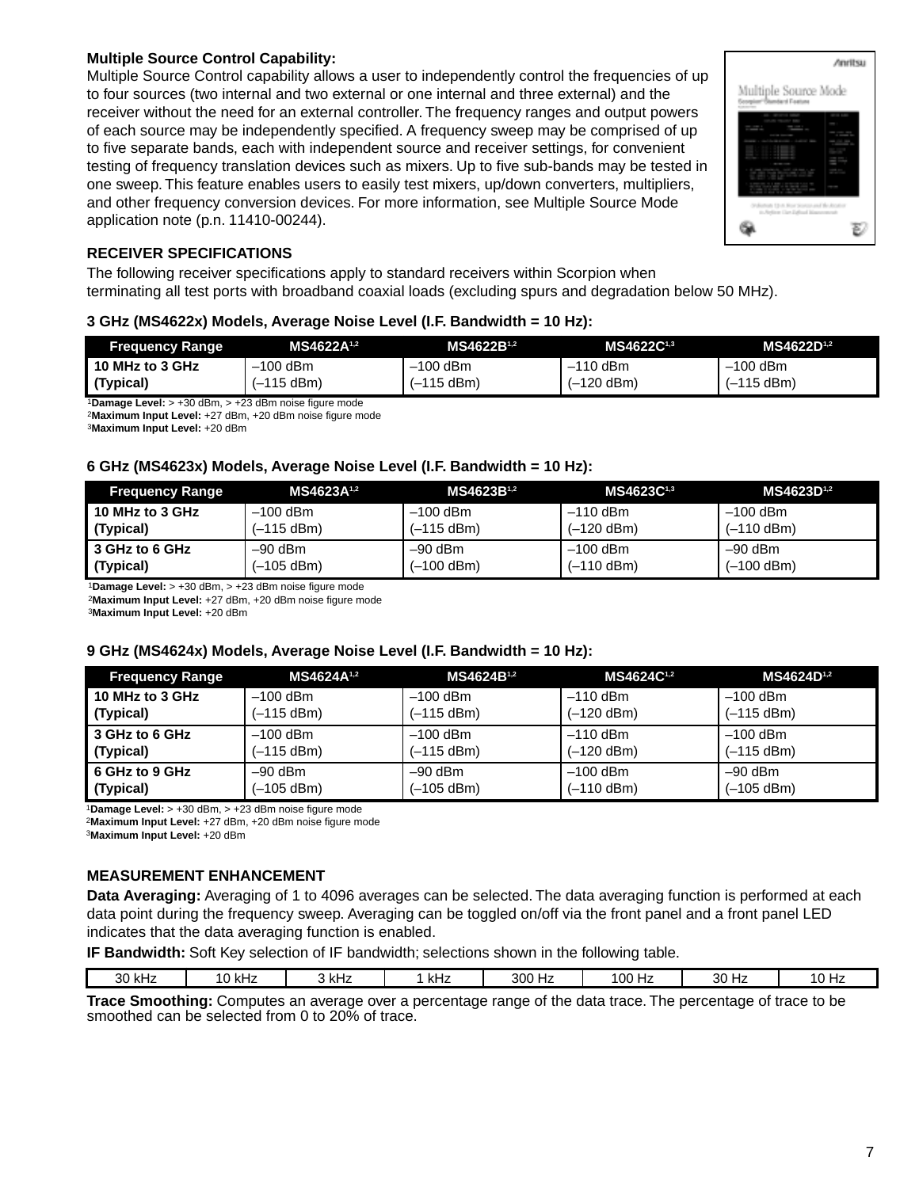**Multiple Source Control Capability:**
Multiple Source Control capability allows a user to independently control the frequencies of up to four sources (two internal and two external or one internal and three external) and the receiver without the need for an external controller. The frequency ranges and output powers of each source may be independently specified. A frequency sweep may be comprised of up to five separate bands, each with independent source and receiver settings, for convenient testing of frequency translation devices such as mixers. Up to five sub-bands may be tested in one sweep. This feature enables users to easily test mixers, up/down converters, multipliers, and other frequency conversion devices. For more information, see Multiple Source Mode application note (p.n. 11410-00244).

## RECEIVER SPECIFICATIONS

The following receiver specifications apply to standard receivers within Scorpion when terminating all test ports with broadband coaxial loads (excluding spurs and degradation below 50 MHz).

### 3 GHz (MS4622x) Models, Average Noise Level (I.F. Bandwidth = 10 Hz):

| Frequency Range | MS4622A[1,2] | MS4622B[1,2] | MS4622C[1,3] | MS4622D[1,2] |
|---|---|---|---|---|
| 10 MHz to 3 GHz (Typical) | –100 dBm (–115 dBm) | –100 dBm (–115 dBm) | –110 dBm (–120 dBm) | –100 dBm (–115 dBm) |

[1]**Damage Level:** > +30 dBm, > +23 dBm noise figure mode
[2]**Maximum Input Level:** +27 dBm, +20 dBm noise figure mode
[3]**Maximum Input Level:** +20 dBm

### 6 GHz (MS4623x) Models, Average Noise Level (I.F. Bandwidth = 10 Hz):

| Frequency Range | MS4623A[1,2] | MS4623B[1,2] | MS4623C[1,3] | MS4623D[1,2] |
|---|---|---|---|---|
| 10 MHz to 3 GHz (Typical) | –100 dBm (–115 dBm) | –100 dBm (–115 dBm) | –110 dBm (–120 dBm) | –100 dBm (–110 dBm) |
| 3 GHz to 6 GHz (Typical) | –90 dBm (–105 dBm) | –90 dBm (–100 dBm) | –100 dBm (–110 dBm) | –90 dBm (–100 dBm) |

[1]**Damage Level:** > +30 dBm, > +23 dBm noise figure mode
[2]**Maximum Input Level:** +27 dBm, +20 dBm noise figure mode
[3]**Maximum Input Level:** +20 dBm

### 9 GHz (MS4624x) Models, Average Noise Level (I.F. Bandwidth = 10 Hz):

| Frequency Range | MS4624A[1,2] | MS4624B[1,2] | MS4624C[1,2] | MS4624D[1,2] |
|---|---|---|---|---|
| 10 MHz to 3 GHz (Typical) | –100 dBm (–115 dBm) | –100 dBm (–115 dBm) | –110 dBm (–120 dBm) | –100 dBm (–115 dBm) |
| 3 GHz to 6 GHz (Typical) | –100 dBm (–115 dBm) | –100 dBm (–115 dBm) | –110 dBm (–120 dBm) | –100 dBm (–115 dBm) |
| 6 GHz to 9 GHz (Typical) | –90 dBm (–105 dBm) | –90 dBm (–105 dBm) | –100 dBm (–110 dBm) | –90 dBm (–105 dBm) |

[1]**Damage Level:** > +30 dBm, > +23 dBm noise figure mode
[2]**Maximum Input Level:** +27 dBm, +20 dBm noise figure mode
[3]**Maximum Input Level:** +20 dBm

## MEASUREMENT ENHANCEMENT

**Data Averaging:** Averaging of 1 to 4096 averages can be selected. The data averaging function is performed at each data point during the frequency sweep. Averaging can be toggled on/off via the front panel and a front panel LED indicates that the data averaging function is enabled.

**IF Bandwidth:** Soft Key selection of IF bandwidth; selections shown in the following table.

| | | | | | | | |
|---|---|---|---|---|---|---|---|
| 30 kHz | 10 kHz | 3 kHz | 1 kHz | 300 Hz | 100 Hz | 30 Hz | 10 Hz |

**Trace Smoothing:** Computes an average over a percentage range of the data trace. The percentage of trace to be smoothed can be selected from 0 to 20% of trace.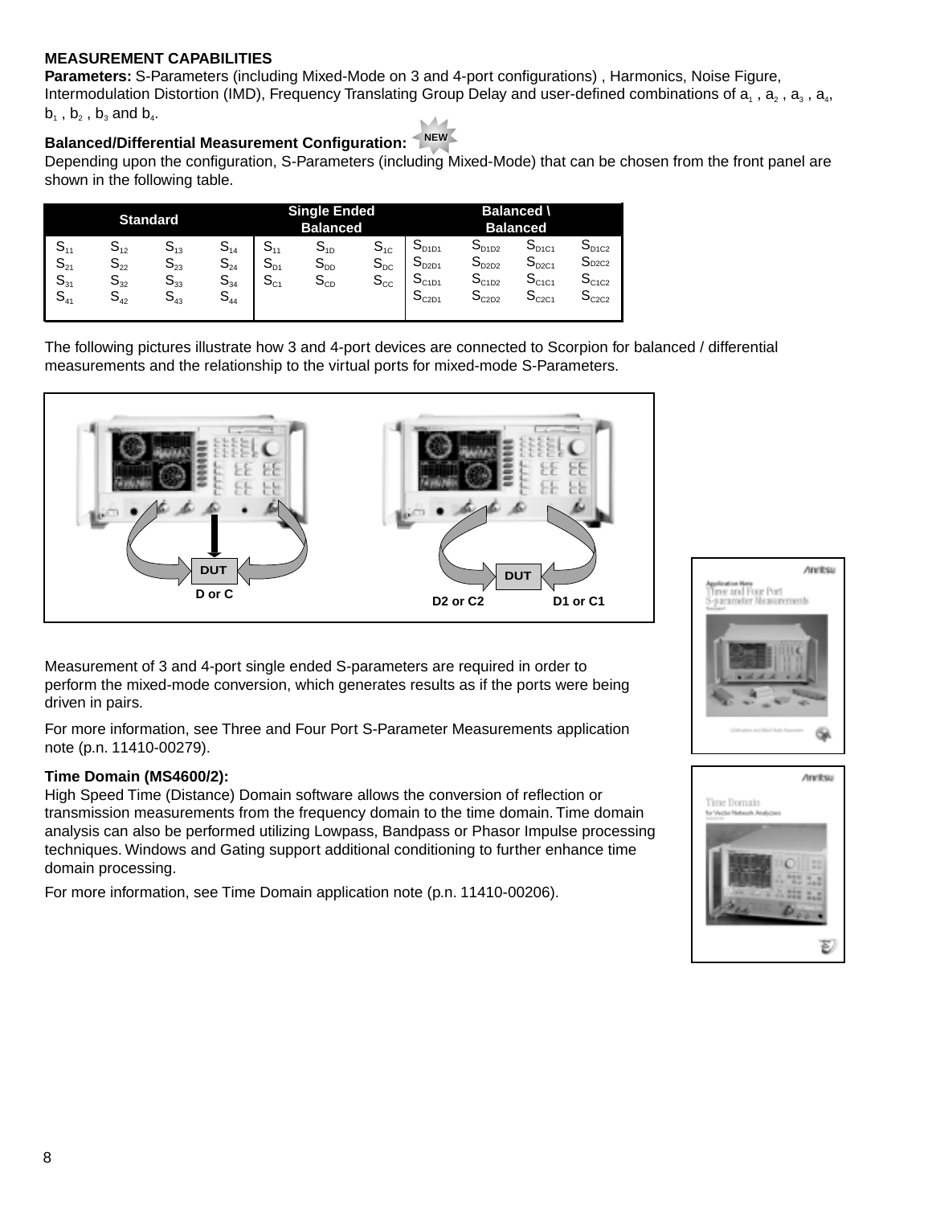**MEASUREMENT CAPABILITIES**

**Parameters:** S-Parameters (including Mixed-Mode on 3 and 4-port configurations) , Harmonics, Noise Figure, Intermodulation Distortion (IMD), Frequency Translating Group Delay and user-defined combinations of $a_1$ , $a_2$ , $a_3$ , $a_4$, $b_1$ , $b_2$ , $b_3$ and $b_4$.

**Balanced/Differential Measurement Configuration:** NEW

Depending upon the configuration, S-Parameters (including Mixed-Mode) that can be chosen from the front panel are shown in the following table.

| Standard | | | | Single Ended Balanced | | | Balanced \ Balanced | | | |
|---|---|---|---|---|---|---|---|---|---|---|
| $S_{11}$ | $S_{12}$ | $S_{13}$ | $S_{14}$ | $S_{11}$ | $S_{1D}$ | $S_{1C}$ | $S_{D1D1}$ | $S_{D1D2}$ | $S_{D1C1}$ | $S_{D1C2}$ |
| $S_{21}$ | $S_{22}$ | $S_{23}$ | $S_{24}$ | $S_{D1}$ | $S_{DD}$ | $S_{DC}$ | $S_{D2D1}$ | $S_{D2D2}$ | $S_{D2C1}$ | $S_{D2C2}$ |
| $S_{31}$ | $S_{32}$ | $S_{33}$ | $S_{34}$ | $S_{C1}$ | $S_{CD}$ | $S_{CC}$ | $S_{C1D1}$ | $S_{C1D2}$ | $S_{C1C1}$ | $S_{C1C2}$ |
| $S_{41}$ | $S_{42}$ | $S_{43}$ | $S_{44}$ | | | | $S_{C2D1}$ | $S_{C2D2}$ | $S_{C2C1}$ | $S_{C2C2}$ |

The following pictures illustrate how 3 and 4-port devices are connected to Scorpion for balanced / differential measurements and the relationship to the virtual ports for mixed-mode S-Parameters.

DUT

D or C

DUT

D2 or C2

D1 or C1

Measurement of 3 and 4-port single ended S-parameters are required in order to perform the mixed-mode conversion, which generates results as if the ports were being driven in pairs.

For more information, see Three and Four Port S-Parameter Measurements application note (p.n. 11410-00279).

**Time Domain (MS4600/2):**

High Speed Time (Distance) Domain software allows the conversion of reflection or transmission measurements from the frequency domain to the time domain. Time domain analysis can also be performed utilizing Lowpass, Bandpass or Phasor Impulse processing techniques. Windows and Gating support additional conditioning to further enhance time domain processing.

For more information, see Time Domain application note (p.n. 11410-00206).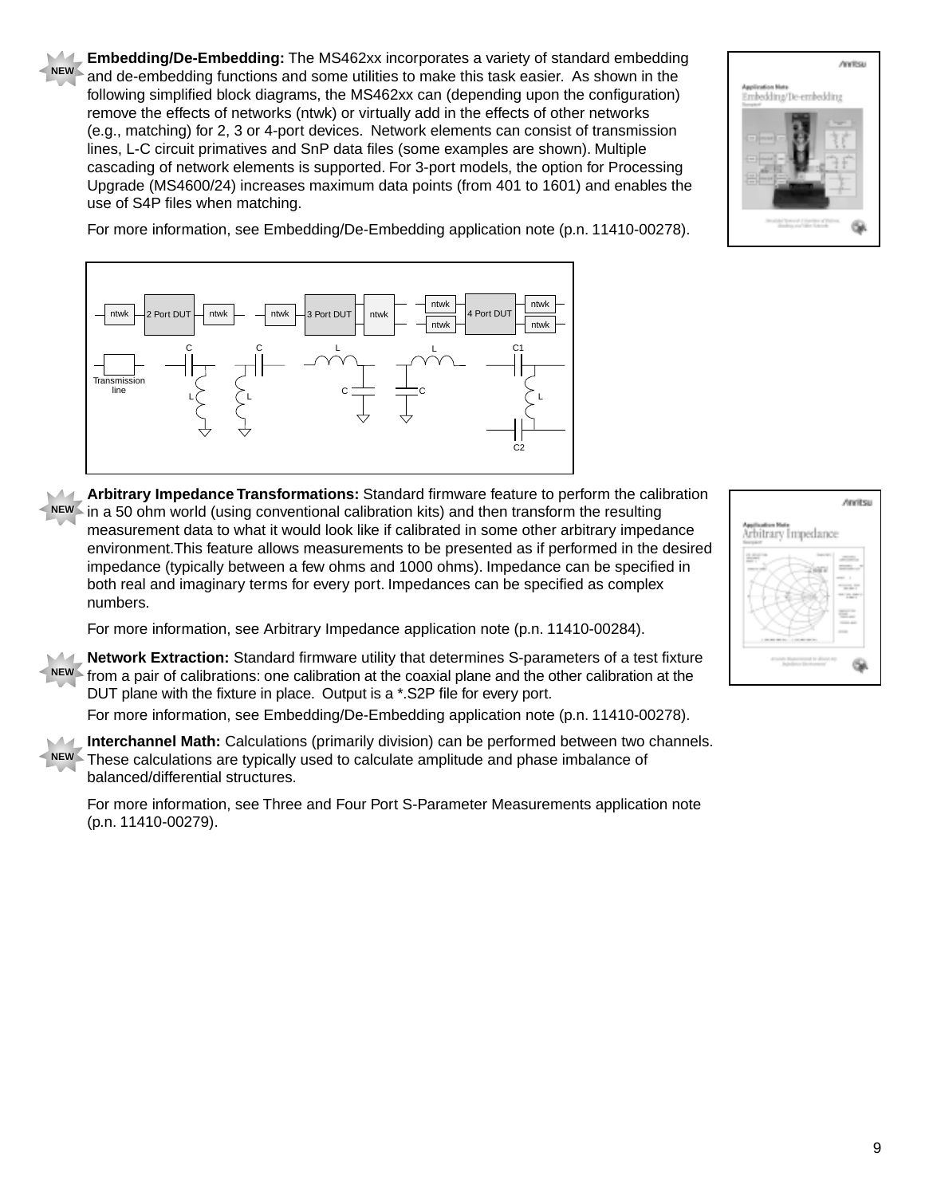NEW

**Embedding/De-Embedding:** The MS462xx incorporates a variety of standard embedding and de-embedding functions and some utilities to make this task easier. As shown in the following simplified block diagrams, the MS462xx can (depending upon the configuration) remove the effects of networks (ntwk) or virtually add in the effects of other networks (e.g., matching) for 2, 3 or 4-port devices. Network elements can consist of transmission lines, L-C circuit primatives and SnP data files (some examples are shown). Multiple cascading of network elements is supported. For 3-port models, the option for Processing Upgrade (MS4600/24) increases maximum data points (from 401 to 1601) and enables the use of S4P files when matching.

For more information, see Embedding/De-Embedding application note (p.n. 11410-00278).

ntwk
2 Port DUT
ntwk
ntwk
3 Port DUT
ntwk
ntwk
ntwk
4 Port DUT
ntwk
ntwk
Transmission line
C
L
C
L
L
C
L
C
C1
L
C2

NEW

**Arbitrary Impedance Transformations:** Standard firmware feature to perform the calibration in a 50 ohm world (using conventional calibration kits) and then transform the resulting measurement data to what it would look like if calibrated in some other arbitrary impedance environment.This feature allows measurements to be presented as if performed in the desired impedance (typically between a few ohms and 1000 ohms). Impedance can be specified in both real and imaginary terms for every port. Impedances can be specified as complex numbers.

For more information, see Arbitrary Impedance application note (p.n. 11410-00284).

NEW

**Network Extraction:** Standard firmware utility that determines S-parameters of a test fixture from a pair of calibrations: one calibration at the coaxial plane and the other calibration at the DUT plane with the fixture in place. Output is a *.S2P file for every port.

For more information, see Embedding/De-Embedding application note (p.n. 11410-00278).

NEW

**Interchannel Math:** Calculations (primarily division) can be performed between two channels. These calculations are typically used to calculate amplitude and phase imbalance of balanced/differential structures.

For more information, see Three and Four Port S-Parameter Measurements application note (p.n. 11410-00279).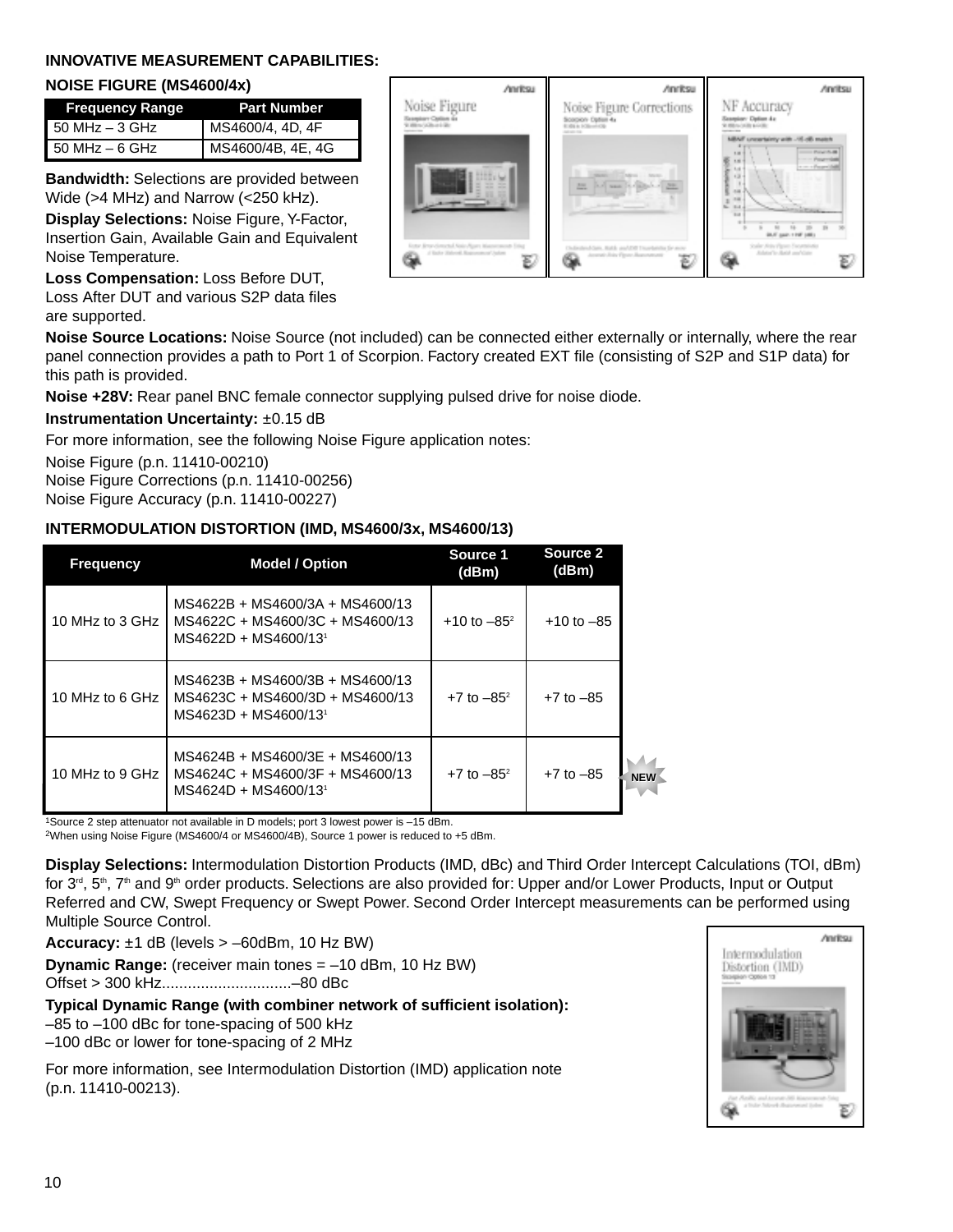### INNOVATIVE MEASUREMENT CAPABILITIES:

### NOISE FIGURE (MS4600/4x)

| Frequency Range | Part Number |
|---|---|
| 50 MHz – 3 GHz | MS4600/4, 4D, 4F |
| 50 MHz – 6 GHz | MS4600/4B, 4E, 4G |

**Bandwidth:** Selections are provided between Wide (>4 MHz) and Narrow (<250 kHz).

**Display Selections:** Noise Figure, Y-Factor, Insertion Gain, Available Gain and Equivalent Noise Temperature.

**Loss Compensation:** Loss Before DUT, Loss After DUT and various S2P data files are supported.

**Noise Source Locations:** Noise Source (not included) can be connected either externally or internally, where the rear panel connection provides a path to Port 1 of Scorpion. Factory created EXT file (consisting of S2P and S1P data) for this path is provided.

**Noise +28V:** Rear panel BNC female connector supplying pulsed drive for noise diode.

**Instrumentation Uncertainty:** ±0.15 dB

For more information, see the following Noise Figure application notes:

Noise Figure (p.n. 11410-00210)
Noise Figure Corrections (p.n. 11410-00256)
Noise Figure Accuracy (p.n. 11410-00227)

### INTERMODULATION DISTORTION (IMD, MS4600/3x, MS4600/13)

| Frequency | Model / Option | Source 1 (dBm) | Source 2 (dBm) |
|---|---|---|---|
| 10 MHz to 3 GHz | MS4622B + MS4600/3A + MS4600/13<br>MS4622C + MS4600/3C + MS4600/13<br>MS4622D + MS4600/13[1] | +10 to –85[2] | +10 to –85 |
| 10 MHz to 6 GHz | MS4623B + MS4600/3B + MS4600/13<br>MS4623C + MS4600/3D + MS4600/13<br>MS4623D + MS4600/13[1] | +7 to –85[2] | +7 to –85 |
| 10 MHz to 9 GHz | MS4624B + MS4600/3E + MS4600/13<br>MS4624C + MS4600/3F + MS4600/13<br>MS4624D + MS4600/13[1] | +7 to –85[2] | +7 to –85 |

NEW

[1]Source 2 step attenuator not available in D models; port 3 lowest power is –15 dBm.
[2]When using Noise Figure (MS4600/4 or MS4600/4B), Source 1 power is reduced to +5 dBm.

**Display Selections:** Intermodulation Distortion Products (IMD, dBc) and Third Order Intercept Calculations (TOI, dBm) for 3rd, 5th, 7th and 9th order products. Selections are also provided for: Upper and/or Lower Products, Input or Output Referred and CW, Swept Frequency or Swept Power. Second Order Intercept measurements can be performed using Multiple Source Control.

**Accuracy:** ±1 dB (levels > –60dBm, 10 Hz BW)

**Dynamic Range:** (receiver main tones = –10 dBm, 10 Hz BW)
Offset > 300 kHz..............................–80 dBc

**Typical Dynamic Range (with combiner network of sufficient isolation):**
–85 to –100 dBc for tone-spacing of 500 kHz
–100 dBc or lower for tone-spacing of 2 MHz

For more information, see Intermodulation Distortion (IMD) application note (p.n. 11410-00213).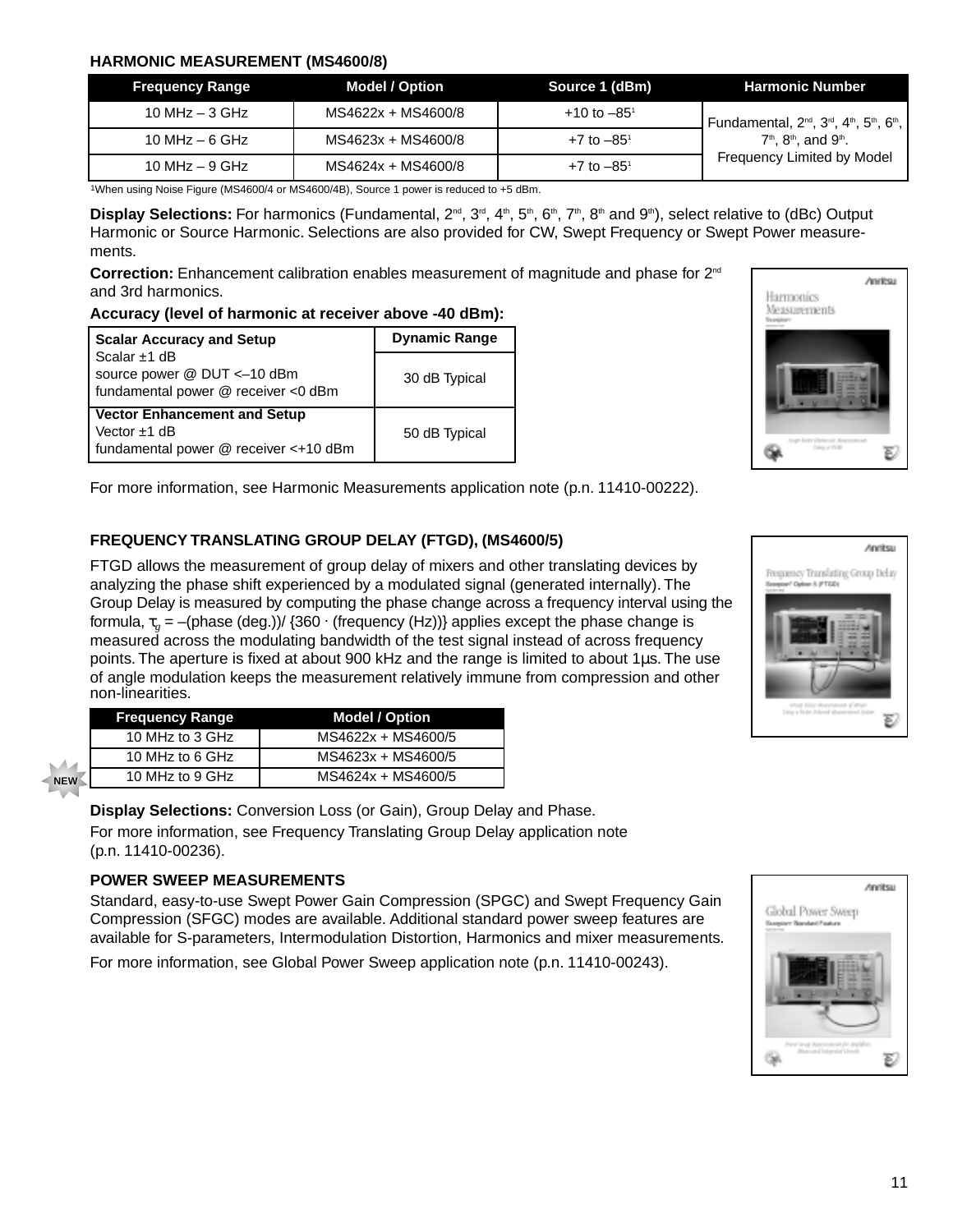## HARMONIC MEASUREMENT (MS4600/8)

| Frequency Range | Model / Option | Source 1 (dBm) | Harmonic Number |
|---|---|---|---|
| 10 MHz – 3 GHz | MS4622x + MS4600/8 | +10 to –85[1] | Fundamental, 2nd, 3rd, 4th, 5th, 6th, 7th, 8th, and 9th. Frequency Limited by Model |
| 10 MHz – 6 GHz | MS4623x + MS4600/8 | +7 to –85[1] | |
| 10 MHz – 9 GHz | MS4624x + MS4600/8 | +7 to –85[1] | |

[1]When using Noise Figure (MS4600/4 or MS4600/4B), Source 1 power is reduced to +5 dBm.

**Display Selections:** For harmonics (Fundamental, 2nd, 3rd, 4th, 5th, 6th, 7th, 8th and 9th), select relative to (dBc) Output Harmonic or Source Harmonic. Selections are also provided for CW, Swept Frequency or Swept Power measurements.

**Correction:** Enhancement calibration enables measurement of magnitude and phase for 2nd and 3rd harmonics.

**Accuracy (level of harmonic at receiver above -40 dBm):**

| Scalar Accuracy and Setup | Dynamic Range |
|---|---|
| Scalar ±1 dB<br>source power @ DUT <–10 dBm<br>fundamental power @ receiver <0 dBm | 30 dB Typical |
| **Vector Enhancement and Setup**<br>Vector ±1 dB<br>fundamental power @ receiver <+10 dBm | 50 dB Typical |

For more information, see Harmonic Measurements application note (p.n. 11410-00222).

## FREQUENCY TRANSLATING GROUP DELAY (FTGD), (MS4600/5)

FTGD allows the measurement of group delay of mixers and other translating devices by analyzing the phase shift experienced by a modulated signal (generated internally). The Group Delay is measured by computing the phase change across a frequency interval using the formula, $\tau_g$ = –(phase (deg.))/ {360 · (frequency (Hz))} applies except the phase change is measured across the modulating bandwidth of the test signal instead of across frequency points. The aperture is fixed at about 900 kHz and the range is limited to about 1µs. The use of angle modulation keeps the measurement relatively immune from compression and other non-linearities.

| Frequency Range | Model / Option |
|---|---|
| 10 MHz to 3 GHz | MS4622x + MS4600/5 |
| 10 MHz to 6 GHz | MS4623x + MS4600/5 |
| 10 MHz to 9 GHz | MS4624x + MS4600/5 |

NEW

**Display Selections:** Conversion Loss (or Gain), Group Delay and Phase.

For more information, see Frequency Translating Group Delay application note (p.n. 11410-00236).

## POWER SWEEP MEASUREMENTS

Standard, easy-to-use Swept Power Gain Compression (SPGC) and Swept Frequency Gain Compression (SFGC) modes are available. Additional standard power sweep features are available for S-parameters, Intermodulation Distortion, Harmonics and mixer measurements.

For more information, see Global Power Sweep application note (p.n. 11410-00243).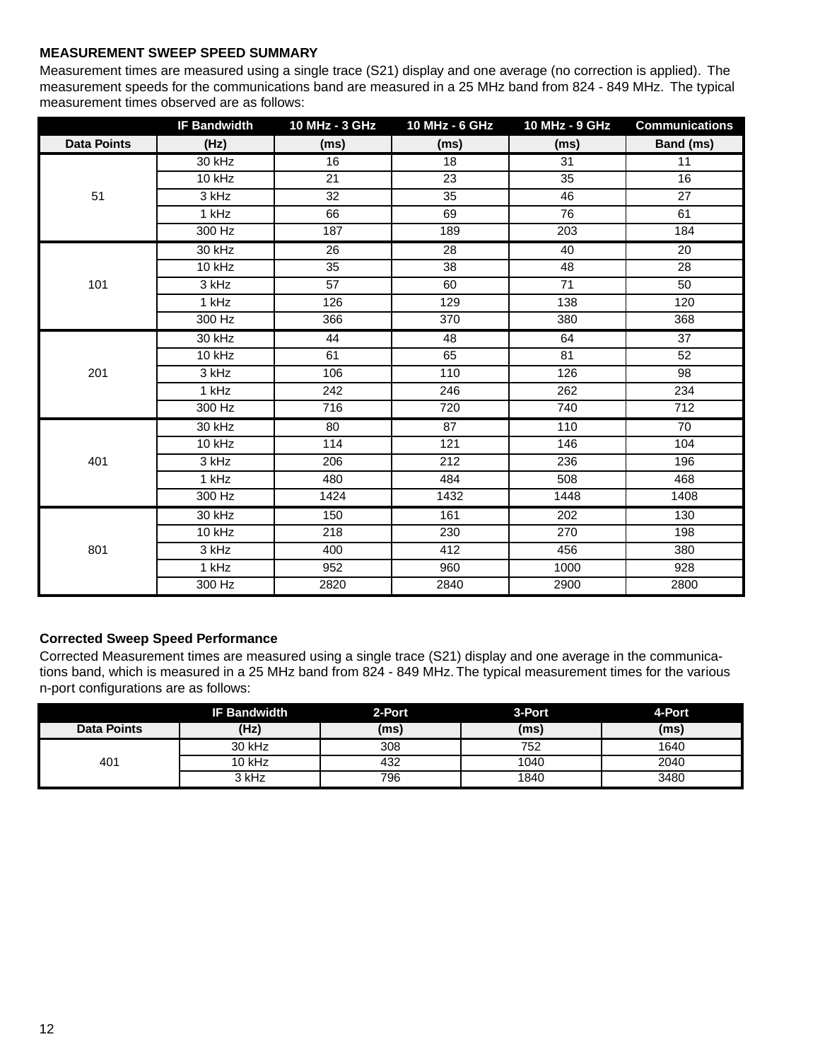**MEASUREMENT SWEEP SPEED SUMMARY**

Measurement times are measured using a single trace (S21) display and one average (no correction is applied). The measurement speeds for the communications band are measured in a 25 MHz band from 824 - 849 MHz. The typical measurement times observed are as follows:

| | IF Bandwidth | 10 MHz - 3 GHz | 10 MHz - 6 GHz | 10 MHz - 9 GHz | Communications |
|---|---|---|---|---|---|
| **Data Points** | **(Hz)** | **(ms)** | **(ms)** | **(ms)** | **Band (ms)** |
| 51 | 30 kHz | 16 | 18 | 31 | 11 |
| | 10 kHz | 21 | 23 | 35 | 16 |
| | 3 kHz | 32 | 35 | 46 | 27 |
| | 1 kHz | 66 | 69 | 76 | 61 |
| | 300 Hz | 187 | 189 | 203 | 184 |
| 101 | 30 kHz | 26 | 28 | 40 | 20 |
| | 10 kHz | 35 | 38 | 48 | 28 |
| | 3 kHz | 57 | 60 | 71 | 50 |
| | 1 kHz | 126 | 129 | 138 | 120 |
| | 300 Hz | 366 | 370 | 380 | 368 |
| 201 | 30 kHz | 44 | 48 | 64 | 37 |
| | 10 kHz | 61 | 65 | 81 | 52 |
| | 3 kHz | 106 | 110 | 126 | 98 |
| | 1 kHz | 242 | 246 | 262 | 234 |
| | 300 Hz | 716 | 720 | 740 | 712 |
| 401 | 30 kHz | 80 | 87 | 110 | 70 |
| | 10 kHz | 114 | 121 | 146 | 104 |
| | 3 kHz | 206 | 212 | 236 | 196 |
| | 1 kHz | 480 | 484 | 508 | 468 |
| | 300 Hz | 1424 | 1432 | 1448 | 1408 |
| 801 | 30 kHz | 150 | 161 | 202 | 130 |
| | 10 kHz | 218 | 230 | 270 | 198 |
| | 3 kHz | 400 | 412 | 456 | 380 |
| | 1 kHz | 952 | 960 | 1000 | 928 |
| | 300 Hz | 2820 | 2840 | 2900 | 2800 |

**Corrected Sweep Speed Performance**

Corrected Measurement times are measured using a single trace (S21) display and one average in the communications band, which is measured in a 25 MHz band from 824 - 849 MHz. The typical measurement times for the various n-port configurations are as follows:

| | IF Bandwidth | 2-Port | 3-Port | 4-Port |
|---|---|---|---|---|
| **Data Points** | **(Hz)** | **(ms)** | **(ms)** | **(ms)** |
| 401 | 30 kHz | 308 | 752 | 1640 |
| | 10 kHz | 432 | 1040 | 2040 |
| | 3 kHz | 796 | 1840 | 3480 |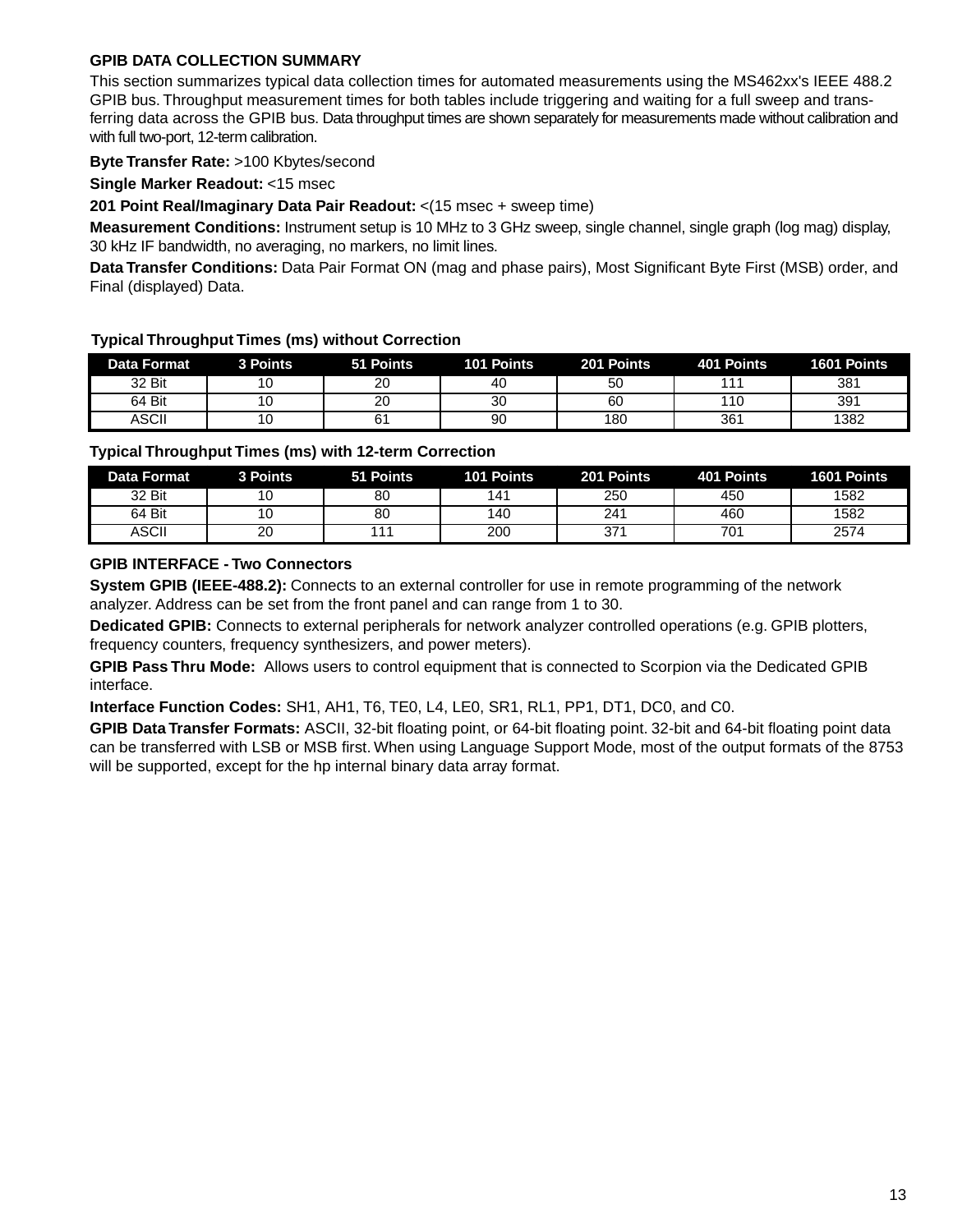## GPIB DATA COLLECTION SUMMARY

This section summarizes typical data collection times for automated measurements using the MS462xx's IEEE 488.2 GPIB bus. Throughput measurement times for both tables include triggering and waiting for a full sweep and transferring data across the GPIB bus. Data throughput times are shown separately for measurements made without calibration and with full two-port, 12-term calibration.

**Byte Transfer Rate:** >100 Kbytes/second

**Single Marker Readout:** <15 msec

**201 Point Real/Imaginary Data Pair Readout:** <(15 msec + sweep time)

**Measurement Conditions:** Instrument setup is 10 MHz to 3 GHz sweep, single channel, single graph (log mag) display, 30 kHz IF bandwidth, no averaging, no markers, no limit lines.

**Data Transfer Conditions:** Data Pair Format ON (mag and phase pairs), Most Significant Byte First (MSB) order, and Final (displayed) Data.

**Typical Throughput Times (ms) without Correction**

| Data Format | 3 Points | 51 Points | 101 Points | 201 Points | 401 Points | 1601 Points |
|---|---|---|---|---|---|---|
| 32 Bit | 10 | 20 | 40 | 50 | 111 | 381 |
| 64 Bit | 10 | 20 | 30 | 60 | 110 | 391 |
| ASCII | 10 | 61 | 90 | 180 | 361 | 1382 |

**Typical Throughput Times (ms) with 12-term Correction**

| Data Format | 3 Points | 51 Points | 101 Points | 201 Points | 401 Points | 1601 Points |
|---|---|---|---|---|---|---|
| 32 Bit | 10 | 80 | 141 | 250 | 450 | 1582 |
| 64 Bit | 10 | 80 | 140 | 241 | 460 | 1582 |
| ASCII | 20 | 111 | 200 | 371 | 701 | 2574 |

## GPIB INTERFACE - Two Connectors

**System GPIB (IEEE-488.2):** Connects to an external controller for use in remote programming of the network analyzer. Address can be set from the front panel and can range from 1 to 30.

**Dedicated GPIB:** Connects to external peripherals for network analyzer controlled operations (e.g. GPIB plotters, frequency counters, frequency synthesizers, and power meters).

**GPIB Pass Thru Mode:** Allows users to control equipment that is connected to Scorpion via the Dedicated GPIB interface.

**Interface Function Codes:** SH1, AH1, T6, TE0, L4, LE0, SR1, RL1, PP1, DT1, DC0, and C0.

**GPIB Data Transfer Formats:** ASCII, 32-bit floating point, or 64-bit floating point. 32-bit and 64-bit floating point data can be transferred with LSB or MSB first. When using Language Support Mode, most of the output formats of the 8753 will be supported, except for the hp internal binary data array format.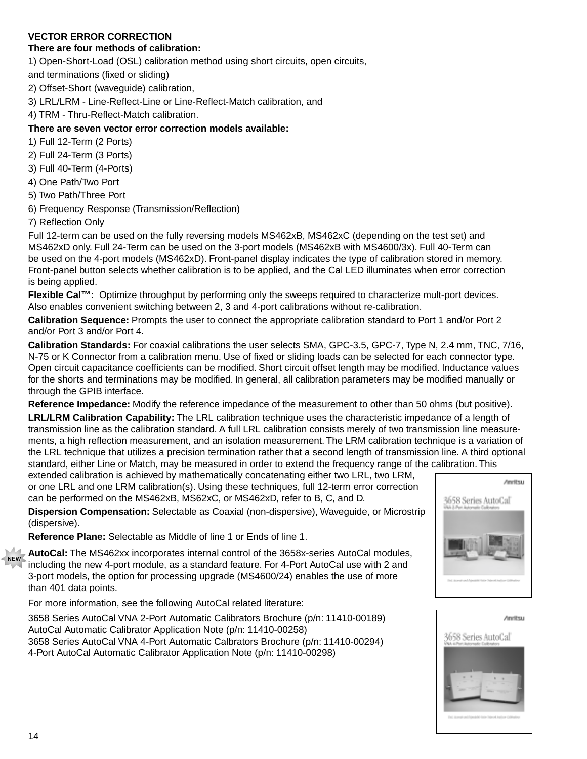## VECTOR ERROR CORRECTION

**There are four methods of calibration:**

1) Open-Short-Load (OSL) calibration method using short circuits, open circuits, and terminations (fixed or sliding)
2) Offset-Short (waveguide) calibration,
3) LRL/LRM - Line-Reflect-Line or Line-Reflect-Match calibration, and
4) TRM - Thru-Reflect-Match calibration.

**There are seven vector error correction models available:**

1) Full 12-Term (2 Ports)
2) Full 24-Term (3 Ports)
3) Full 40-Term (4-Ports)
4) One Path/Two Port
5) Two Path/Three Port
6) Frequency Response (Transmission/Reflection)
7) Reflection Only

Full 12-term can be used on the fully reversing models MS462xB, MS462xC (depending on the test set) and MS462xD only. Full 24-Term can be used on the 3-port models (MS462xB with MS4600/3x). Full 40-Term can be used on the 4-port models (MS462xD). Front-panel display indicates the type of calibration stored in memory. Front-panel button selects whether calibration is to be applied, and the Cal LED illuminates when error correction is being applied.

**Flexible Cal™:** Optimize throughput by performing only the sweeps required to characterize mult-port devices. Also enables convenient switching between 2, 3 and 4-port calibrations without re-calibration.

**Calibration Sequence:** Prompts the user to connect the appropriate calibration standard to Port 1 and/or Port 2 and/or Port 3 and/or Port 4.

**Calibration Standards:** For coaxial calibrations the user selects SMA, GPC-3.5, GPC-7, Type N, 2.4 mm, TNC, 7/16, N-75 or K Connector from a calibration menu. Use of fixed or sliding loads can be selected for each connector type. Open circuit capacitance coefficients can be modified. Short circuit offset length may be modified. Inductance values for the shorts and terminations may be modified. In general, all calibration parameters may be modified manually or through the GPIB interface.

**Reference Impedance:** Modify the reference impedance of the measurement to other than 50 ohms (but positive).

**LRL/LRM Calibration Capability:** The LRL calibration technique uses the characteristic impedance of a length of transmission line as the calibration standard. A full LRL calibration consists merely of two transmission line measurements, a high reflection measurement, and an isolation measurement. The LRM calibration technique is a variation of the LRL technique that utilizes a precision termination rather that a second length of transmission line. A third optional standard, either Line or Match, may be measured in order to extend the frequency range of the calibration. This extended calibration is achieved by mathematically concatenating either two LRL, two LRM, or one LRL and one LRM calibration(s). Using these techniques, full 12-term error correction can be performed on the MS462xB, MS62xC, or MS462xD, refer to B, C, and D.

**Dispersion Compensation:** Selectable as Coaxial (non-dispersive), Waveguide, or Microstrip (dispersive).

**Reference Plane:** Selectable as Middle of line 1 or Ends of line 1.

NEW **AutoCal:** The MS462xx incorporates internal control of the 3658x-series AutoCal modules, including the new 4-port module, as a standard feature. For 4-Port AutoCal use with 2 and 3-port models, the option for processing upgrade (MS4600/24) enables the use of more than 401 data points.

For more information, see the following AutoCal related literature:

3658 Series AutoCal VNA 2-Port Automatic Calibrators Brochure (p/n: 11410-00189)
AutoCal Automatic Calibrator Application Note (p/n: 11410-00258)
3658 Series AutoCal VNA 4-Port Automatic Calbrators Brochure (p/n: 11410-00294)
4-Port AutoCal Automatic Calibrator Application Note (p/n: 11410-00298)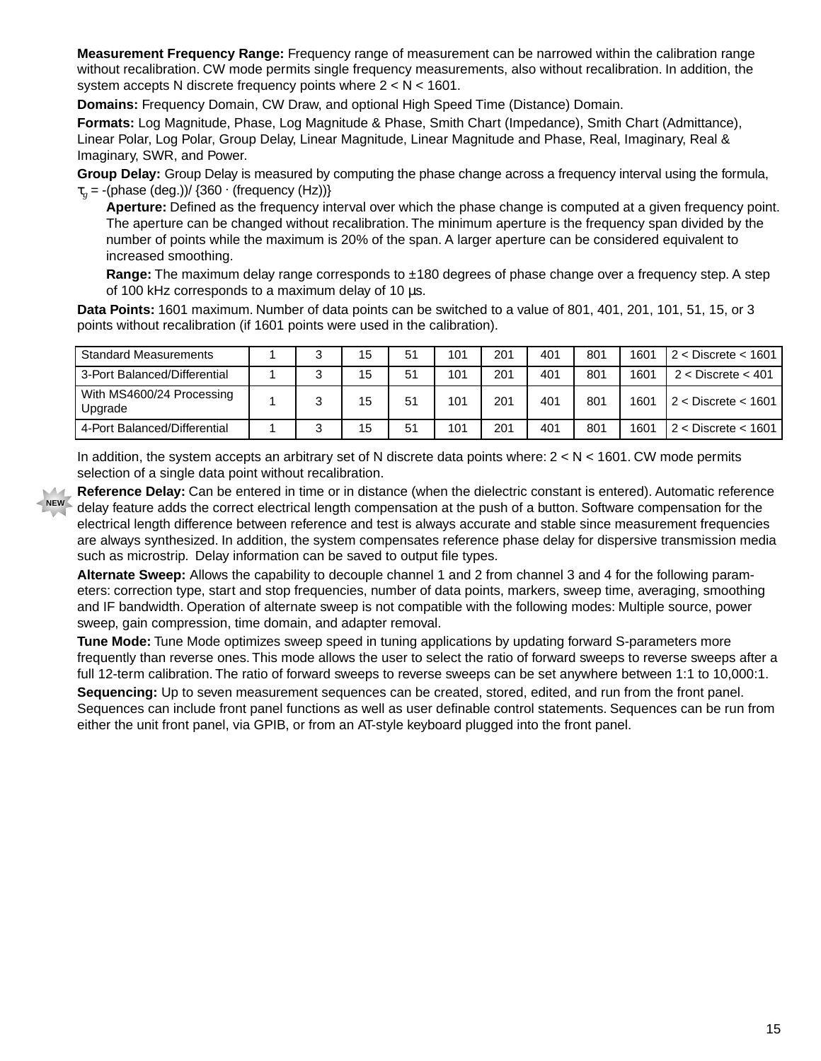**Measurement Frequency Range:** Frequency range of measurement can be narrowed within the calibration range without recalibration. CW mode permits single frequency measurements, also without recalibration. In addition, the system accepts N discrete frequency points where 2 < N < 1601.

**Domains:** Frequency Domain, CW Draw, and optional High Speed Time (Distance) Domain.

**Formats:** Log Magnitude, Phase, Log Magnitude & Phase, Smith Chart (Impedance), Smith Chart (Admittance), Linear Polar, Log Polar, Group Delay, Linear Magnitude, Linear Magnitude and Phase, Real, Imaginary, Real & Imaginary, SWR, and Power.

**Group Delay:** Group Delay is measured by computing the phase change across a frequency interval using the formula, $\tau_g$ = -(phase (deg.))/ {360 · (frequency (Hz))}

> **Aperture:** Defined as the frequency interval over which the phase change is computed at a given frequency point. The aperture can be changed without recalibration. The minimum aperture is the frequency span divided by the number of points while the maximum is 20% of the span. A larger aperture can be considered equivalent to increased smoothing.
>
> **Range:** The maximum delay range corresponds to ±180 degrees of phase change over a frequency step. A step of 100 kHz corresponds to a maximum delay of 10 µs.

**Data Points:** 1601 maximum. Number of data points can be switched to a value of 801, 401, 201, 101, 51, 15, or 3 points without recalibration (if 1601 points were used in the calibration).

| | | | | | | | | | | |
|---|---|---|---|---|---|---|---|---|---|---|
| Standard Measurements | 1 | 3 | 15 | 51 | 101 | 201 | 401 | 801 | 1601 | 2 < Discrete < 1601 |
| 3-Port Balanced/Differential | 1 | 3 | 15 | 51 | 101 | 201 | 401 | 801 | 1601 | 2 < Discrete < 401 |
| With MS4600/24 Processing Upgrade | 1 | 3 | 15 | 51 | 101 | 201 | 401 | 801 | 1601 | 2 < Discrete < 1601 |
| 4-Port Balanced/Differential | 1 | 3 | 15 | 51 | 101 | 201 | 401 | 801 | 1601 | 2 < Discrete < 1601 |

In addition, the system accepts an arbitrary set of N discrete data points where: 2 < N < 1601. CW mode permits selection of a single data point without recalibration.

NEW

**Reference Delay:** Can be entered in time or in distance (when the dielectric constant is entered). Automatic reference delay feature adds the correct electrical length compensation at the push of a button. Software compensation for the electrical length difference between reference and test is always accurate and stable since measurement frequencies are always synthesized. In addition, the system compensates reference phase delay for dispersive transmission media such as microstrip. Delay information can be saved to output file types.

**Alternate Sweep:** Allows the capability to decouple channel 1 and 2 from channel 3 and 4 for the following parameters: correction type, start and stop frequencies, number of data points, markers, sweep time, averaging, smoothing and IF bandwidth. Operation of alternate sweep is not compatible with the following modes: Multiple source, power sweep, gain compression, time domain, and adapter removal.

**Tune Mode:** Tune Mode optimizes sweep speed in tuning applications by updating forward S-parameters more frequently than reverse ones. This mode allows the user to select the ratio of forward sweeps to reverse sweeps after a full 12-term calibration. The ratio of forward sweeps to reverse sweeps can be set anywhere between 1:1 to 10,000:1.

**Sequencing:** Up to seven measurement sequences can be created, stored, edited, and run from the front panel. Sequences can include front panel functions as well as user definable control statements. Sequences can be run from either the unit front panel, via GPIB, or from an AT-style keyboard plugged into the front panel.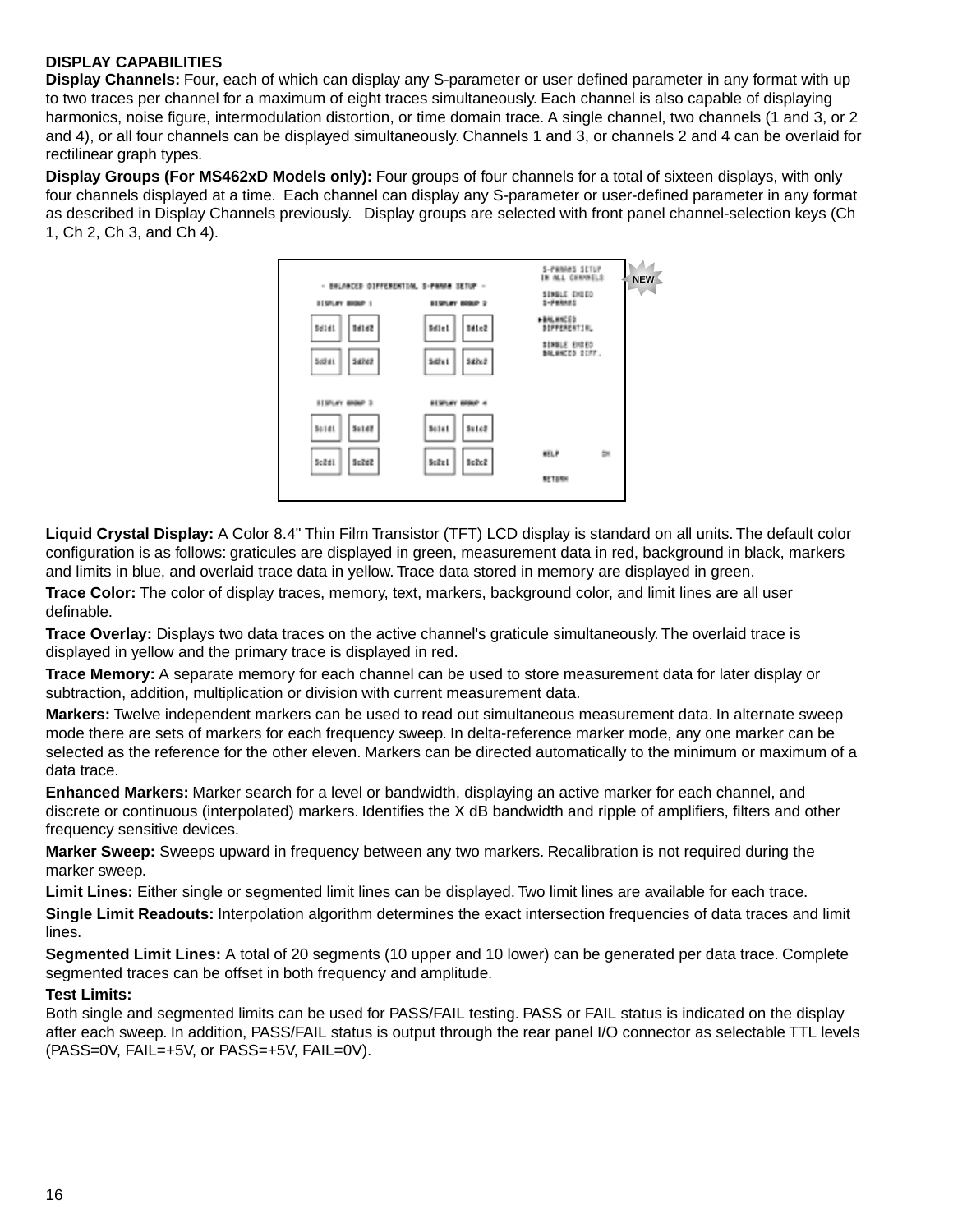## DISPLAY CAPABILITIES

**Display Channels:** Four, each of which can display any S-parameter or user defined parameter in any format with up to two traces per channel for a maximum of eight traces simultaneously. Each channel is also capable of displaying harmonics, noise figure, intermodulation distortion, or time domain trace. A single channel, two channels (1 and 3, or 2 and 4), or all four channels can be displayed simultaneously. Channels 1 and 3, or channels 2 and 4 can be overlaid for rectilinear graph types.

**Display Groups (For MS462xD Models only):** Four groups of four channels for a total of sixteen displays, with only four channels displayed at a time. Each channel can display any S-parameter or user-defined parameter in any format as described in Display Channels previously. Display groups are selected with front panel channel-selection keys (Ch 1, Ch 2, Ch 3, and Ch 4).

NEW

- BALANCED DIFFERENTIAL S-PARAM SETUP -

DISPLAY GROUP 1

Sd1d1 Sd1d2

Sd2d1 Sd2d2

DISPLAY GROUP 2

Sd1c1 Sd1c2

Sd2c1 Sd2c2

DISPLAY GROUP 3

Sc1d1 Sc1d2

Sc2d1 Sc2d2

DISPLAY GROUP 4

Sc1c1 Sc1c2

Sc2c1 Sc2c2

S-PARAMS SETUP IN ALL CHANNELS

SINGLE ENDED S-PARAMS

▶BALANCED DIFFERENTIAL

SINGLE ENDED BALANCED DIFF.

HELP ON

RETURN

**Liquid Crystal Display:** A Color 8.4" Thin Film Transistor (TFT) LCD display is standard on all units. The default color configuration is as follows: graticules are displayed in green, measurement data in red, background in black, markers and limits in blue, and overlaid trace data in yellow. Trace data stored in memory are displayed in green.

**Trace Color:** The color of display traces, memory, text, markers, background color, and limit lines are all user definable.

**Trace Overlay:** Displays two data traces on the active channel's graticule simultaneously. The overlaid trace is displayed in yellow and the primary trace is displayed in red.

**Trace Memory:** A separate memory for each channel can be used to store measurement data for later display or subtraction, addition, multiplication or division with current measurement data.

**Markers:** Twelve independent markers can be used to read out simultaneous measurement data. In alternate sweep mode there are sets of markers for each frequency sweep. In delta-reference marker mode, any one marker can be selected as the reference for the other eleven. Markers can be directed automatically to the minimum or maximum of a data trace.

**Enhanced Markers:** Marker search for a level or bandwidth, displaying an active marker for each channel, and discrete or continuous (interpolated) markers. Identifies the X dB bandwidth and ripple of amplifiers, filters and other frequency sensitive devices.

**Marker Sweep:** Sweeps upward in frequency between any two markers. Recalibration is not required during the marker sweep.

**Limit Lines:** Either single or segmented limit lines can be displayed. Two limit lines are available for each trace.

**Single Limit Readouts:** Interpolation algorithm determines the exact intersection frequencies of data traces and limit lines.

**Segmented Limit Lines:** A total of 20 segments (10 upper and 10 lower) can be generated per data trace. Complete segmented traces can be offset in both frequency and amplitude.

**Test Limits:**
Both single and segmented limits can be used for PASS/FAIL testing. PASS or FAIL status is indicated on the display after each sweep. In addition, PASS/FAIL status is output through the rear panel I/O connector as selectable TTL levels (PASS=0V, FAIL=+5V, or PASS=+5V, FAIL=0V).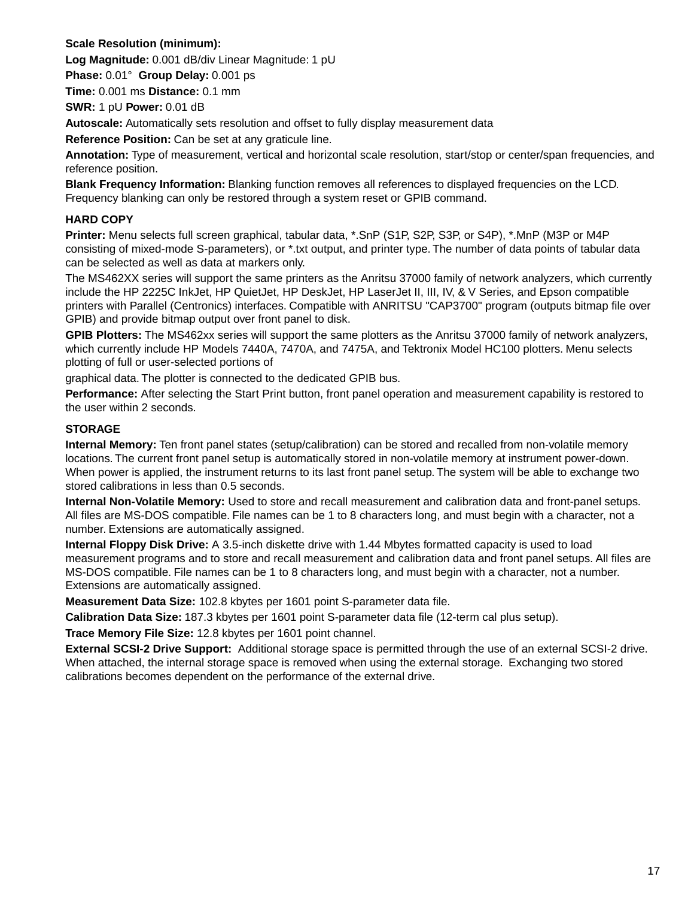**Scale Resolution (minimum):**

**Log Magnitude:** 0.001 dB/div Linear Magnitude: 1 pU

**Phase:** 0.01° **Group Delay:** 0.001 ps

**Time:** 0.001 ms **Distance:** 0.1 mm

**SWR:** 1 pU **Power:** 0.01 dB

**Autoscale:** Automatically sets resolution and offset to fully display measurement data

**Reference Position:** Can be set at any graticule line.

**Annotation:** Type of measurement, vertical and horizontal scale resolution, start/stop or center/span frequencies, and reference position.

**Blank Frequency Information:** Blanking function removes all references to displayed frequencies on the LCD. Frequency blanking can only be restored through a system reset or GPIB command.

**HARD COPY**

**Printer:** Menu selects full screen graphical, tabular data, *.SnP (S1P, S2P, S3P, or S4P), *.MnP (M3P or M4P consisting of mixed-mode S-parameters), or *.txt output, and printer type. The number of data points of tabular data can be selected as well as data at markers only.

The MS462XX series will support the same printers as the Anritsu 37000 family of network analyzers, which currently include the HP 2225C InkJet, HP QuietJet, HP DeskJet, HP LaserJet II, III, IV, & V Series, and Epson compatible printers with Parallel (Centronics) interfaces. Compatible with ANRITSU "CAP3700" program (outputs bitmap file over GPIB) and provide bitmap output over front panel to disk.

**GPIB Plotters:** The MS462xx series will support the same plotters as the Anritsu 37000 family of network analyzers, which currently include HP Models 7440A, 7470A, and 7475A, and Tektronix Model HC100 plotters. Menu selects plotting of full or user-selected portions of

graphical data. The plotter is connected to the dedicated GPIB bus.

**Performance:** After selecting the Start Print button, front panel operation and measurement capability is restored to the user within 2 seconds.

**STORAGE**

**Internal Memory:** Ten front panel states (setup/calibration) can be stored and recalled from non-volatile memory locations. The current front panel setup is automatically stored in non-volatile memory at instrument power-down. When power is applied, the instrument returns to its last front panel setup. The system will be able to exchange two stored calibrations in less than 0.5 seconds.

**Internal Non-Volatile Memory:** Used to store and recall measurement and calibration data and front-panel setups. All files are MS-DOS compatible. File names can be 1 to 8 characters long, and must begin with a character, not a number. Extensions are automatically assigned.

**Internal Floppy Disk Drive:** A 3.5-inch diskette drive with 1.44 Mbytes formatted capacity is used to load measurement programs and to store and recall measurement and calibration data and front panel setups. All files are MS-DOS compatible. File names can be 1 to 8 characters long, and must begin with a character, not a number. Extensions are automatically assigned.

**Measurement Data Size:** 102.8 kbytes per 1601 point S-parameter data file.

**Calibration Data Size:** 187.3 kbytes per 1601 point S-parameter data file (12-term cal plus setup).

**Trace Memory File Size:** 12.8 kbytes per 1601 point channel.

**External SCSI-2 Drive Support:** Additional storage space is permitted through the use of an external SCSI-2 drive. When attached, the internal storage space is removed when using the external storage. Exchanging two stored calibrations becomes dependent on the performance of the external drive.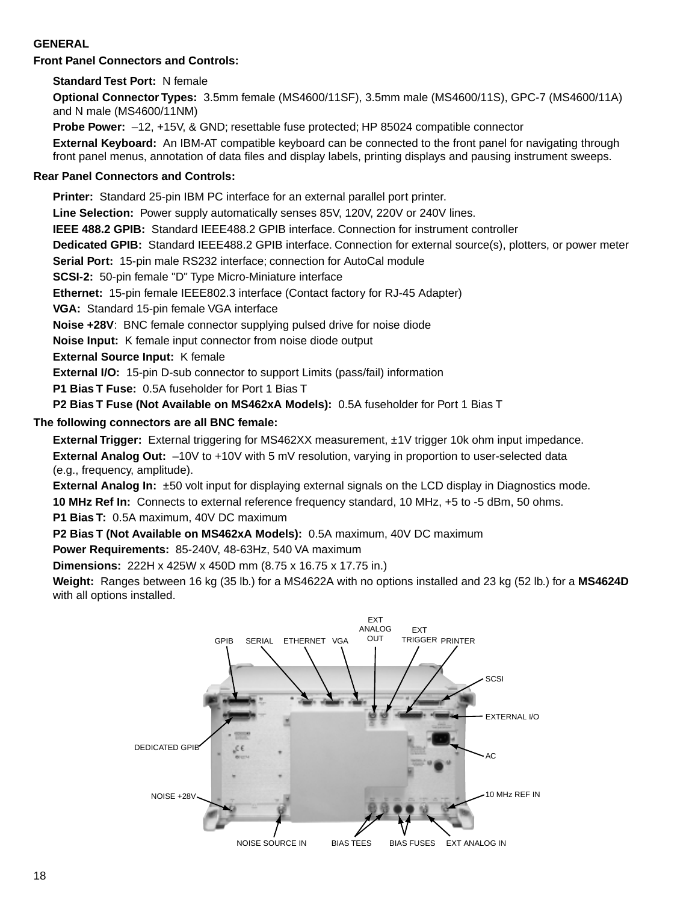## GENERAL

### Front Panel Connectors and Controls:

**Standard Test Port:** N female

**Optional Connector Types:** 3.5mm female (MS4600/11SF), 3.5mm male (MS4600/11S), GPC-7 (MS4600/11A) and N male (MS4600/11NM)

**Probe Power:** –12, +15V, & GND; resettable fuse protected; HP 85024 compatible connector

**External Keyboard:** An IBM-AT compatible keyboard can be connected to the front panel for navigating through front panel menus, annotation of data files and display labels, printing displays and pausing instrument sweeps.

### Rear Panel Connectors and Controls:

**Printer:** Standard 25-pin IBM PC interface for an external parallel port printer.

**Line Selection:** Power supply automatically senses 85V, 120V, 220V or 240V lines.

**IEEE 488.2 GPIB:** Standard IEEE488.2 GPIB interface. Connection for instrument controller

**Dedicated GPIB:** Standard IEEE488.2 GPIB interface. Connection for external source(s), plotters, or power meter

**Serial Port:** 15-pin male RS232 interface; connection for AutoCal module

**SCSI-2:** 50-pin female "D" Type Micro-Miniature interface

**Ethernet:** 15-pin female IEEE802.3 interface (Contact factory for RJ-45 Adapter)

**VGA:** Standard 15-pin female VGA interface

**Noise +28V**: BNC female connector supplying pulsed drive for noise diode

**Noise Input:** K female input connector from noise diode output

**External Source Input:** K female

**External I/O:** 15-pin D-sub connector to support Limits (pass/fail) information

**P1 Bias T Fuse:** 0.5A fuseholder for Port 1 Bias T

**P2 Bias T Fuse (Not Available on MS462xA Models):** 0.5A fuseholder for Port 1 Bias T

### The following connectors are all BNC female:

**External Trigger:** External triggering for MS462XX measurement, ±1V trigger 10k ohm input impedance.

**External Analog Out:** –10V to +10V with 5 mV resolution, varying in proportion to user-selected data (e.g., frequency, amplitude).

**External Analog In:** ±50 volt input for displaying external signals on the LCD display in Diagnostics mode.

**10 MHz Ref In:** Connects to external reference frequency standard, 10 MHz, +5 to -5 dBm, 50 ohms.

**P1 Bias T:** 0.5A maximum, 40V DC maximum

**P2 Bias T (Not Available on MS462xA Models):** 0.5A maximum, 40V DC maximum

**Power Requirements:** 85-240V, 48-63Hz, 540 VA maximum

**Dimensions:** 222H x 425W x 450D mm (8.75 x 16.75 x 17.75 in.)

**Weight:** Ranges between 16 kg (35 lb.) for a MS4622A with no options installed and 23 kg (52 lb.) for a **MS4624D** with all options installed.

GPIB
SERIAL
ETHERNET
VGA
EXT ANALOG OUT
EXT TRIGGER
PRINTER
SCSI
EXTERNAL I/O
DEDICATED GPIB
AC
NOISE +28V
10 MHz REF IN
NOISE SOURCE IN
BIAS TEES
BIAS FUSES
EXT ANALOG IN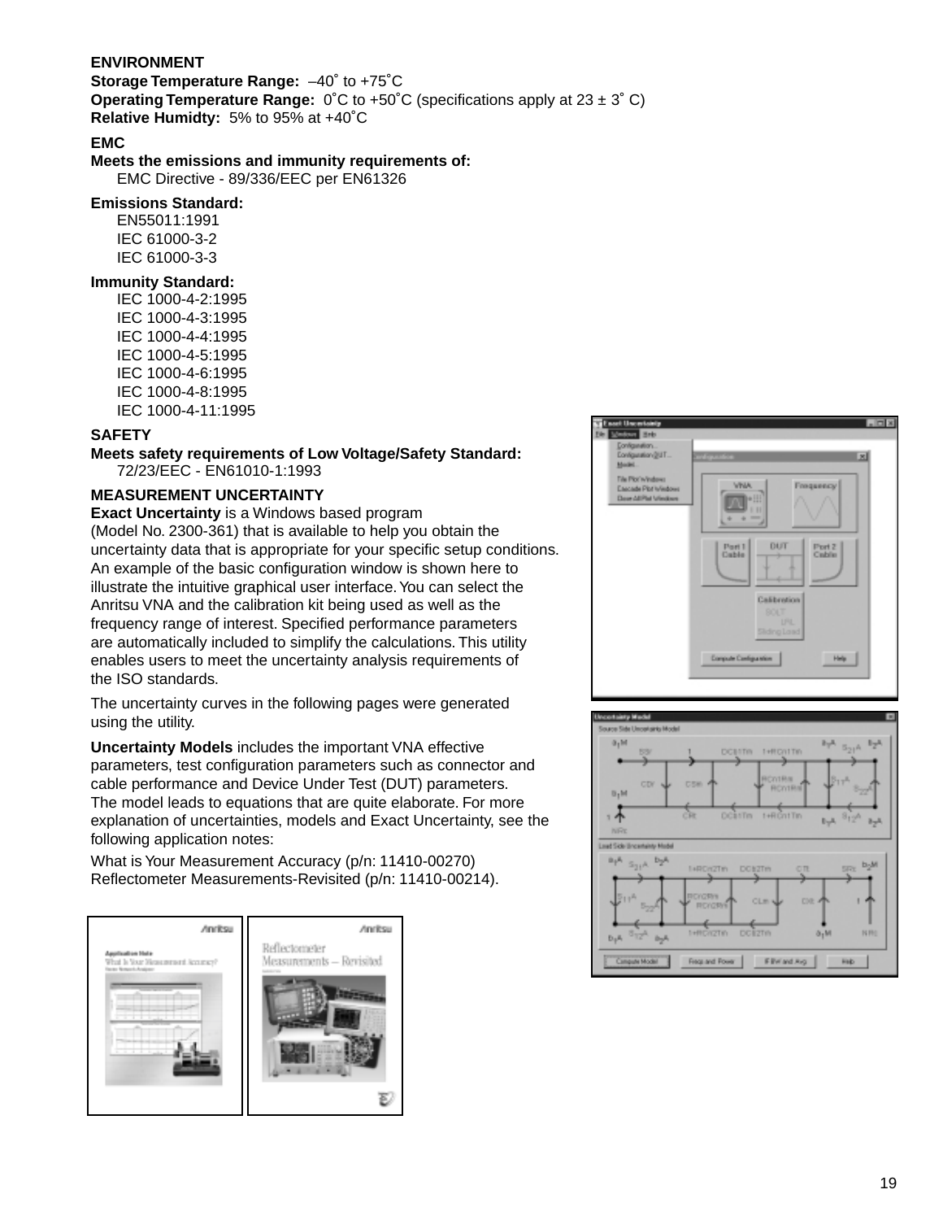**ENVIRONMENT**

**Storage Temperature Range:** –40˚ to +75˚C

**Operating Temperature Range:** 0˚C to +50˚C (specifications apply at 23 ± 3˚ C)

**Relative Humidty:** 5% to 95% at +40˚C

**EMC**

**Meets the emissions and immunity requirements of:**

EMC Directive - 89/336/EEC per EN61326

**Emissions Standard:**

EN55011:1991
IEC 61000-3-2
IEC 61000-3-3

**Immunity Standard:**

IEC 1000-4-2:1995
IEC 1000-4-3:1995
IEC 1000-4-4:1995
IEC 1000-4-5:1995
IEC 1000-4-6:1995
IEC 1000-4-8:1995
IEC 1000-4-11:1995

**SAFETY**

**Meets safety requirements of Low Voltage/Safety Standard:**

72/23/EEC - EN61010-1:1993

**MEASUREMENT UNCERTAINTY**

**Exact Uncertainty** is a Windows based program (Model No. 2300-361) that is available to help you obtain the uncertainty data that is appropriate for your specific setup conditions. An example of the basic configuration window is shown here to illustrate the intuitive graphical user interface. You can select the Anritsu VNA and the calibration kit being used as well as the frequency range of interest. Specified performance parameters are automatically included to simplify the calculations. This utility enables users to meet the uncertainty analysis requirements of the ISO standards.

The uncertainty curves in the following pages were generated using the utility.

**Uncertainty Models** includes the important VNA effective parameters, test configuration parameters such as connector and cable performance and Device Under Test (DUT) parameters. The model leads to equations that are quite elaborate. For more explanation of uncertainties, models and Exact Uncertainty, see the following application notes:

What is Your Measurement Accuracy (p/n: 11410-00270)
Reflectometer Measurements-Revisited (p/n: 11410-00214).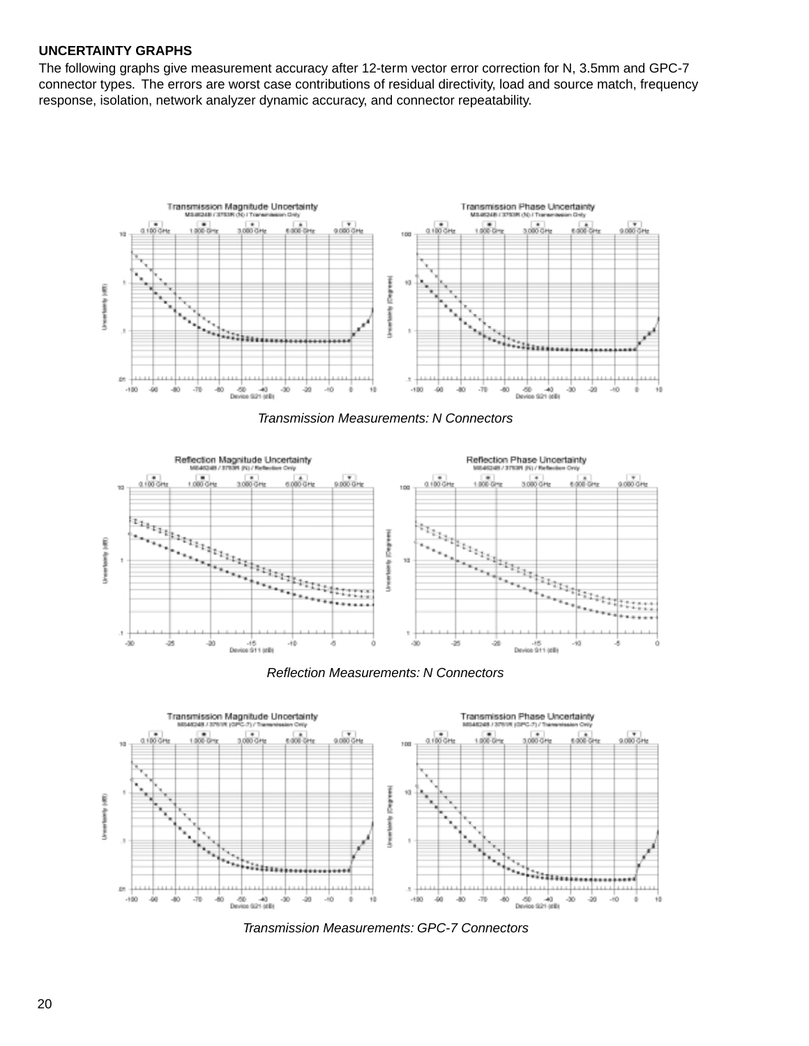**UNCERTAINTY GRAPHS**

The following graphs give measurement accuracy after 12-term vector error correction for N, 3.5mm and GPC-7 connector types. The errors are worst case contributions of residual directivity, load and source match, frequency response, isolation, network analyzer dynamic accuracy, and connector repeatability.

Transmission Magnitude Uncertainty
MS4624B / 3753R (N) / Transmission Only
0.100 GHz 1.000 GHz 3.000 GHz 6.000 GHz 9.000 GHz
Uncertainty (dB)
10
1
.1
.01
-100 -90 -80 -70 -60 -50 -40 -30 -20 -10 0 10
Device S21 (dB)

Transmission Phase Uncertainty
MS4624B / 3753R (N) / Transmission Only
0.100 GHz 1.000 GHz 3.000 GHz 6.000 GHz 9.000 GHz
Uncertainty (Degrees)
100
10
1
.1
-100 -90 -80 -70 -60 -50 -40 -30 -20 -10 0 10
Device S21 (dB)

*Transmission Measurements: N Connectors*

Reflection Magnitude Uncertainty
MS4624B / 3753R (N) / Reflection Only
0.100 GHz 1.000 GHz 3.000 GHz 6.000 GHz 9.000 GHz
Uncertainty (dB)
10
1
.1
-30 -25 -20 -15 -10 -5 0
Device S11 (dB)

Reflection Phase Uncertainty
MS4624B / 3753R (N) / Reflection Only
0.100 GHz 1.000 GHz 3.000 GHz 6.000 GHz 9.000 GHz
Uncertainty (Degrees)
100
10
1
-30 -25 -20 -15 -10 -5 0
Device S11 (dB)

*Reflection Measurements: N Connectors*

Transmission Magnitude Uncertainty
MS4624B / 3751R (GPC-7) / Transmission Only
0.100 GHz 1.000 GHz 3.000 GHz 6.000 GHz 9.000 GHz
Uncertainty (dB)
10
1
.1
.01
-100 -90 -80 -70 -60 -50 -40 -30 -20 -10 0 10
Device S21 (dB)

Transmission Phase Uncertainty
MS4624B / 3751R (GPC-7) / Transmission Only
0.100 GHz 1.000 GHz 3.000 GHz 6.000 GHz 9.000 GHz
Uncertainty (Degrees)
100
10
1
.1
-100 -90 -80 -70 -60 -50 -40 -30 -20 -10 0 10
Device S21 (dB)

*Transmission Measurements: GPC-7 Connectors*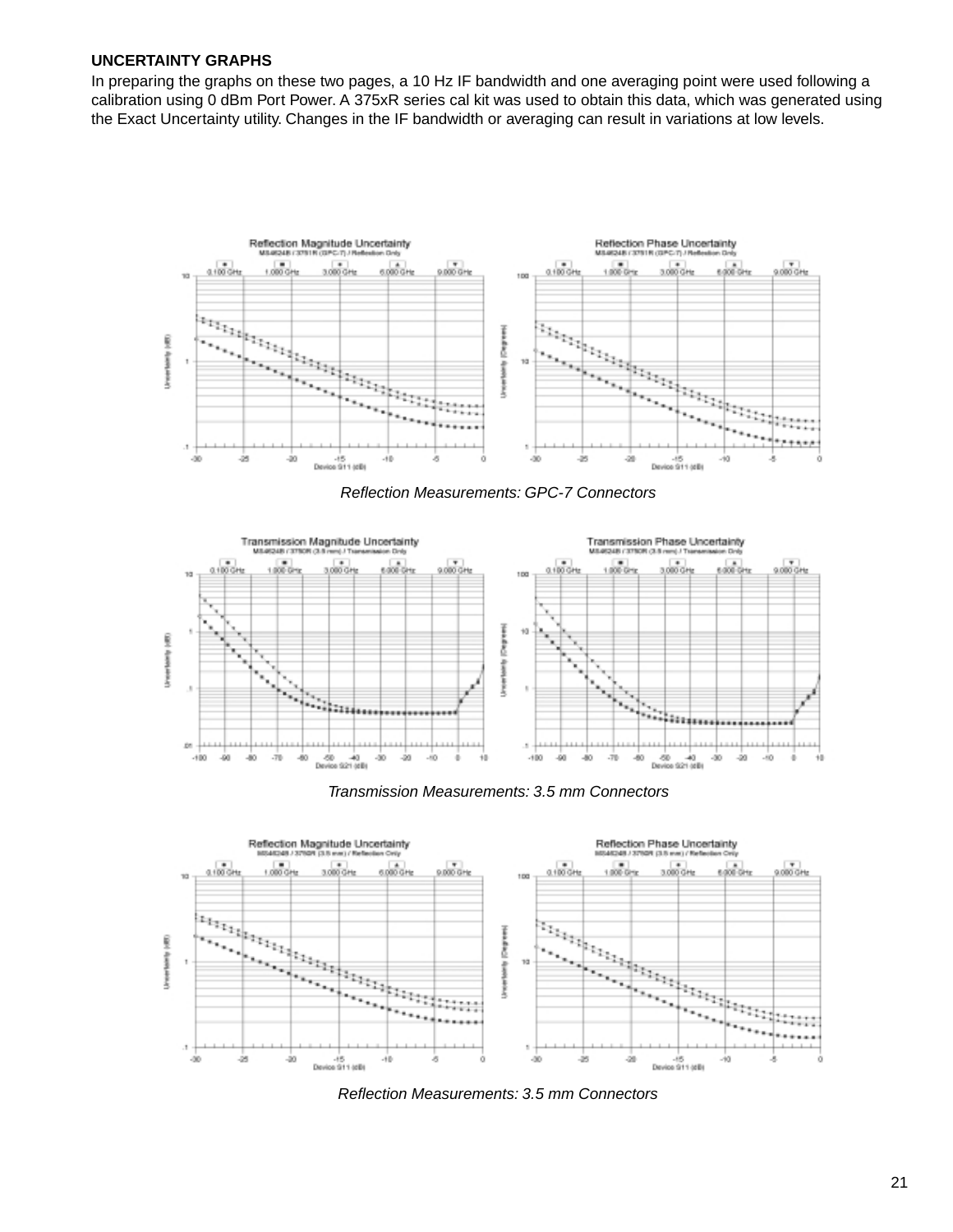**UNCERTAINTY GRAPHS**

In preparing the graphs on these two pages, a 10 Hz IF bandwidth and one averaging point were used following a calibration using 0 dBm Port Power. A 375xR series cal kit was used to obtain this data, which was generated using the Exact Uncertainty utility. Changes in the IF bandwidth or averaging can result in variations at low levels.

*Reflection Measurements: GPC-7 Connectors*

*Transmission Measurements: 3.5 mm Connectors*

*Reflection Measurements: 3.5 mm Connectors*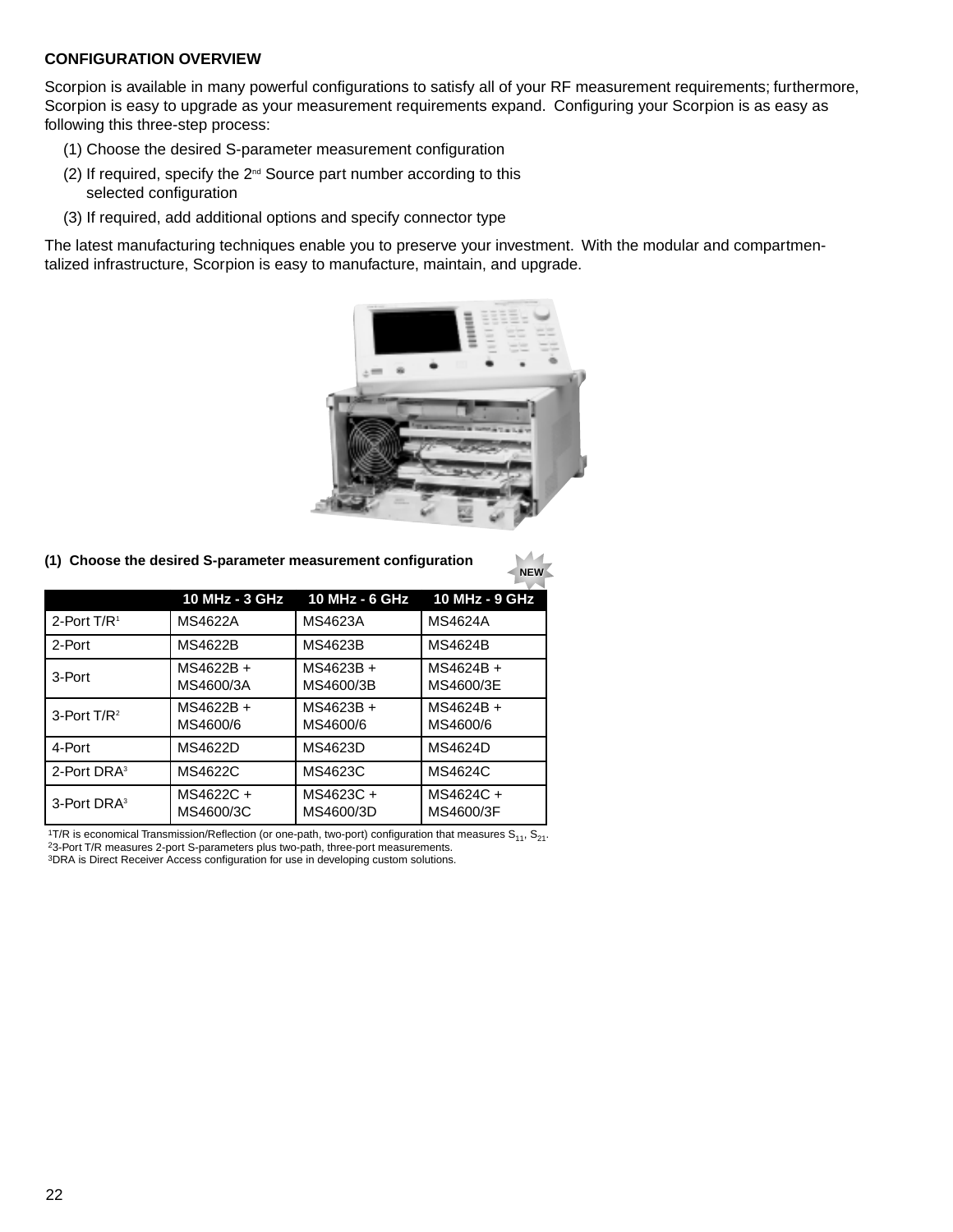**CONFIGURATION OVERVIEW**

Scorpion is available in many powerful configurations to satisfy all of your RF measurement requirements; furthermore, Scorpion is easy to upgrade as your measurement requirements expand. Configuring your Scorpion is as easy as following this three-step process:

(1) Choose the desired S-parameter measurement configuration

(2) If required, specify the 2nd Source part number according to this selected configuration

(3) If required, add additional options and specify connector type

The latest manufacturing techniques enable you to preserve your investment. With the modular and compartmentalized infrastructure, Scorpion is easy to manufacture, maintain, and upgrade.

**(1) Choose the desired S-parameter measurement configuration**

NEW

| | 10 MHz - 3 GHz | 10 MHz - 6 GHz | 10 MHz - 9 GHz |
|---|---|---|---|
| 2-Port T/R[1] | MS4622A | MS4623A | MS4624A |
| 2-Port | MS4622B | MS4623B | MS4624B |
| 3-Port | MS4622B + MS4600/3A | MS4623B + MS4600/3B | MS4624B + MS4600/3E |
| 3-Port T/R[2] | MS4622B + MS4600/6 | MS4623B + MS4600/6 | MS4624B + MS4600/6 |
| 4-Port | MS4622D | MS4623D | MS4624D |
| 2-Port DRA[3] | MS4622C | MS4623C | MS4624C |
| 3-Port DRA[3] | MS4622C + MS4600/3C | MS4623C + MS4600/3D | MS4624C + MS4600/3F |

[1]T/R is economical Transmission/Reflection (or one-path, two-port) configuration that measures $S_{11}$, $S_{21}$.
[2]3-Port T/R measures 2-port S-parameters plus two-path, three-port measurements.
[3]DRA is Direct Receiver Access configuration for use in developing custom solutions.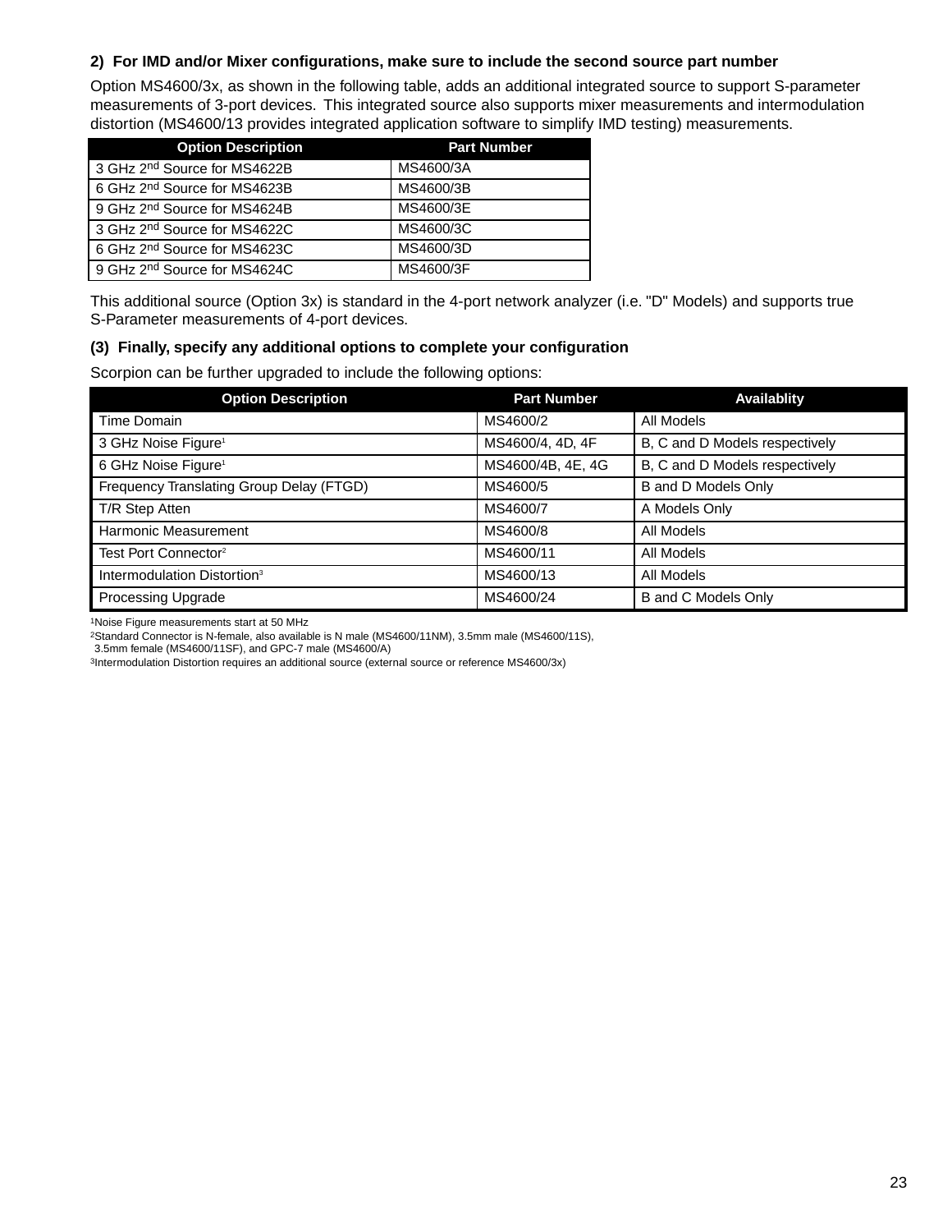**2) For IMD and/or Mixer configurations, make sure to include the second source part number**

Option MS4600/3x, as shown in the following table, adds an additional integrated source to support S-parameter measurements of 3-port devices. This integrated source also supports mixer measurements and intermodulation distortion (MS4600/13 provides integrated application software to simplify IMD testing) measurements.

| Option Description | Part Number |
|---|---|
| 3 GHz 2nd Source for MS4622B | MS4600/3A |
| 6 GHz 2nd Source for MS4623B | MS4600/3B |
| 9 GHz 2nd Source for MS4624B | MS4600/3E |
| 3 GHz 2nd Source for MS4622C | MS4600/3C |
| 6 GHz 2nd Source for MS4623C | MS4600/3D |
| 9 GHz 2nd Source for MS4624C | MS4600/3F |

This additional source (Option 3x) is standard in the 4-port network analyzer (i.e. "D" Models) and supports true S-Parameter measurements of 4-port devices.

**(3) Finally, specify any additional options to complete your configuration**

Scorpion can be further upgraded to include the following options:

| Option Description | Part Number | Availablity |
|---|---|---|
| Time Domain | MS4600/2 | All Models |
| 3 GHz Noise Figure[1] | MS4600/4, 4D, 4F | B, C and D Models respectively |
| 6 GHz Noise Figure[1] | MS4600/4B, 4E, 4G | B, C and D Models respectively |
| Frequency Translating Group Delay (FTGD) | MS4600/5 | B and D Models Only |
| T/R Step Atten | MS4600/7 | A Models Only |
| Harmonic Measurement | MS4600/8 | All Models |
| Test Port Connector[2] | MS4600/11 | All Models |
| Intermodulation Distortion[3] | MS4600/13 | All Models |
| Processing Upgrade | MS4600/24 | B and C Models Only |

[1]Noise Figure measurements start at 50 MHz

[2]Standard Connector is N-female, also available is N male (MS4600/11NM), 3.5mm male (MS4600/11S), 3.5mm female (MS4600/11SF), and GPC-7 male (MS4600/A)

[3]Intermodulation Distortion requires an additional source (external source or reference MS4600/3x)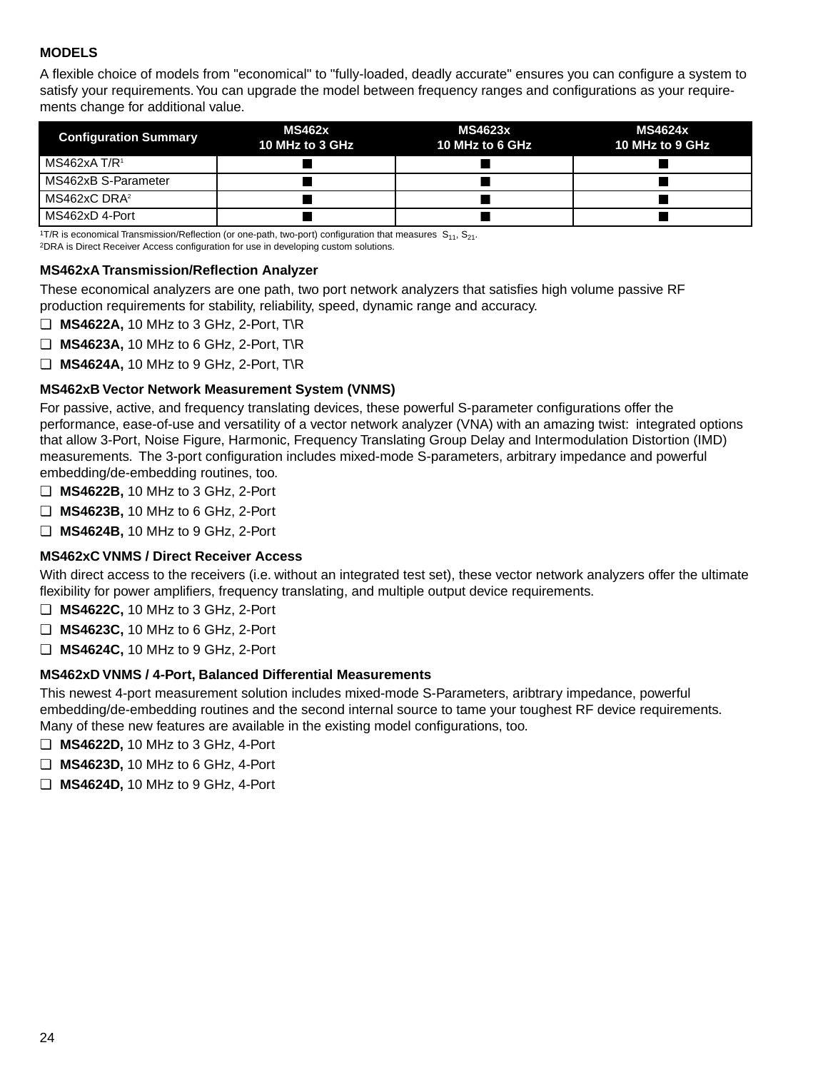**MODELS**

A flexible choice of models from "economical" to "fully-loaded, deadly accurate" ensures you can configure a system to satisfy your requirements. You can upgrade the model between frequency ranges and configurations as your requirements change for additional value.

| Configuration Summary | MS462x 10 MHz to 3 GHz | MS4623x 10 MHz to 6 GHz | MS4624x 10 MHz to 9 GHz |
|---|---|---|---|
| MS462xA T/R[1] | ■ | ■ | ■ |
| MS462xB S-Parameter | ■ | ■ | ■ |
| MS462xC DRA[2] | ■ | ■ | ■ |
| MS462xD 4-Port | ■ | ■ | ■ |

[1]T/R is economical Transmission/Reflection (or one-path, two-port) configuration that measures $S_{11}$, $S_{21}$.
[2]DRA is Direct Receiver Access configuration for use in developing custom solutions.

**MS462xA Transmission/Reflection Analyzer**

These economical analyzers are one path, two port network analyzers that satisfies high volume passive RF production requirements for stability, reliability, speed, dynamic range and accuracy.

- ❑ **MS4622A,** 10 MHz to 3 GHz, 2-Port, T\R
- ❑ **MS4623A,** 10 MHz to 6 GHz, 2-Port, T\R
- ❑ **MS4624A,** 10 MHz to 9 GHz, 2-Port, T\R

**MS462xB Vector Network Measurement System (VNMS)**

For passive, active, and frequency translating devices, these powerful S-parameter configurations offer the performance, ease-of-use and versatility of a vector network analyzer (VNA) with an amazing twist: integrated options that allow 3-Port, Noise Figure, Harmonic, Frequency Translating Group Delay and Intermodulation Distortion (IMD) measurements. The 3-port configuration includes mixed-mode S-parameters, arbitrary impedance and powerful embedding/de-embedding routines, too.

- ❑ **MS4622B,** 10 MHz to 3 GHz, 2-Port
- ❑ **MS4623B,** 10 MHz to 6 GHz, 2-Port
- ❑ **MS4624B,** 10 MHz to 9 GHz, 2-Port

**MS462xC VNMS / Direct Receiver Access**

With direct access to the receivers (i.e. without an integrated test set), these vector network analyzers offer the ultimate flexibility for power amplifiers, frequency translating, and multiple output device requirements.

- ❑ **MS4622C,** 10 MHz to 3 GHz, 2-Port
- ❑ **MS4623C,** 10 MHz to 6 GHz, 2-Port
- ❑ **MS4624C,** 10 MHz to 9 GHz, 2-Port

**MS462xD VNMS / 4-Port, Balanced Differential Measurements**

This newest 4-port measurement solution includes mixed-mode S-Parameters, aribtrary impedance, powerful embedding/de-embedding routines and the second internal source to tame your toughest RF device requirements. Many of these new features are available in the existing model configurations, too.

- ❑ **MS4622D,** 10 MHz to 3 GHz, 4-Port
- ❑ **MS4623D,** 10 MHz to 6 GHz, 4-Port
- ❑ **MS4624D,** 10 MHz to 9 GHz, 4-Port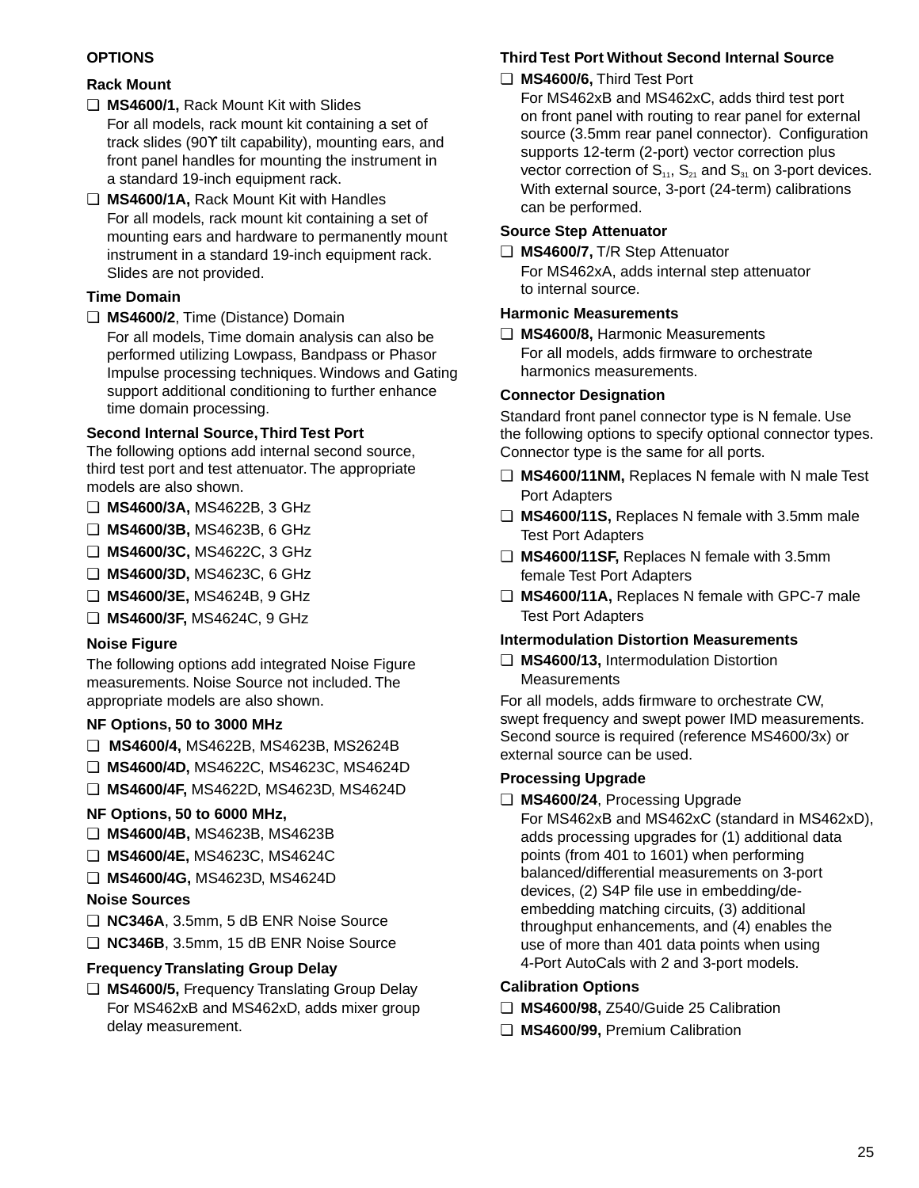## OPTIONS

### Rack Mount

- ❑ **MS4600/1,** Rack Mount Kit with Slides
  For all models, rack mount kit containing a set of track slides (90ϒ tilt capability), mounting ears, and front panel handles for mounting the instrument in a standard 19-inch equipment rack.
- ❑ **MS4600/1A,** Rack Mount Kit with Handles
  For all models, rack mount kit containing a set of mounting ears and hardware to permanently mount instrument in a standard 19-inch equipment rack. Slides are not provided.

### Time Domain

- ❑ **MS4600/2**, Time (Distance) Domain
  For all models, Time domain analysis can also be performed utilizing Lowpass, Bandpass or Phasor Impulse processing techniques. Windows and Gating support additional conditioning to further enhance time domain processing.

### Second Internal Source, Third Test Port

The following options add internal second source, third test port and test attenuator. The appropriate models are also shown.

- ❑ **MS4600/3A,** MS4622B, 3 GHz
- ❑ **MS4600/3B,** MS4623B, 6 GHz
- ❑ **MS4600/3C,** MS4622C, 3 GHz
- ❑ **MS4600/3D,** MS4623C, 6 GHz
- ❑ **MS4600/3E,** MS4624B, 9 GHz
- ❑ **MS4600/3F,** MS4624C, 9 GHz

### Noise Figure

The following options add integrated Noise Figure measurements. Noise Source not included. The appropriate models are also shown.

### NF Options, 50 to 3000 MHz

- ❑ **MS4600/4,** MS4622B, MS4623B, MS2624B
- ❑ **MS4600/4D,** MS4622C, MS4623C, MS4624D
- ❑ **MS4600/4F,** MS4622D, MS4623D, MS4624D

### NF Options, 50 to 6000 MHz,

- ❑ **MS4600/4B,** MS4623B, MS4623B
- ❑ **MS4600/4E,** MS4623C, MS4624C
- ❑ **MS4600/4G,** MS4623D, MS4624D

### Noise Sources

- ❑ **NC346A**, 3.5mm, 5 dB ENR Noise Source
- ❑ **NC346B**, 3.5mm, 15 dB ENR Noise Source

### Frequency Translating Group Delay

- ❑ **MS4600/5,** Frequency Translating Group Delay
  For MS462xB and MS462xD, adds mixer group delay measurement.

### Third Test Port Without Second Internal Source

- ❑ **MS4600/6,** Third Test Port
  For MS462xB and MS462xC, adds third test port on front panel with routing to rear panel for external source (3.5mm rear panel connector). Configuration supports 12-term (2-port) vector correction plus vector correction of $S_{11}$, $S_{21}$ and $S_{31}$ on 3-port devices. With external source, 3-port (24-term) calibrations can be performed.

### Source Step Attenuator

- ❑ **MS4600/7,** T/R Step Attenuator
  For MS462xA, adds internal step attenuator to internal source.

### Harmonic Measurements

- ❑ **MS4600/8,** Harmonic Measurements
  For all models, adds firmware to orchestrate harmonics measurements.

### Connector Designation

Standard front panel connector type is N female. Use the following options to specify optional connector types. Connector type is the same for all ports.

- ❑ **MS4600/11NM,** Replaces N female with N male Test Port Adapters
- ❑ **MS4600/11S,** Replaces N female with 3.5mm male Test Port Adapters
- ❑ **MS4600/11SF,** Replaces N female with 3.5mm female Test Port Adapters
- ❑ **MS4600/11A,** Replaces N female with GPC-7 male Test Port Adapters

### Intermodulation Distortion Measurements

- ❑ **MS4600/13,** Intermodulation Distortion Measurements

For all models, adds firmware to orchestrate CW, swept frequency and swept power IMD measurements. Second source is required (reference MS4600/3x) or external source can be used.

### Processing Upgrade

- ❑ **MS4600/24**, Processing Upgrade
  For MS462xB and MS462xC (standard in MS462xD), adds processing upgrades for (1) additional data points (from 401 to 1601) when performing balanced/differential measurements on 3-port devices, (2) S4P file use in embedding/de-embedding matching circuits, (3) additional throughput enhancements, and (4) enables the use of more than 401 data points when using 4-Port AutoCals with 2 and 3-port models.

### Calibration Options

- ❑ **MS4600/98,** Z540/Guide 25 Calibration
- ❑ **MS4600/99,** Premium Calibration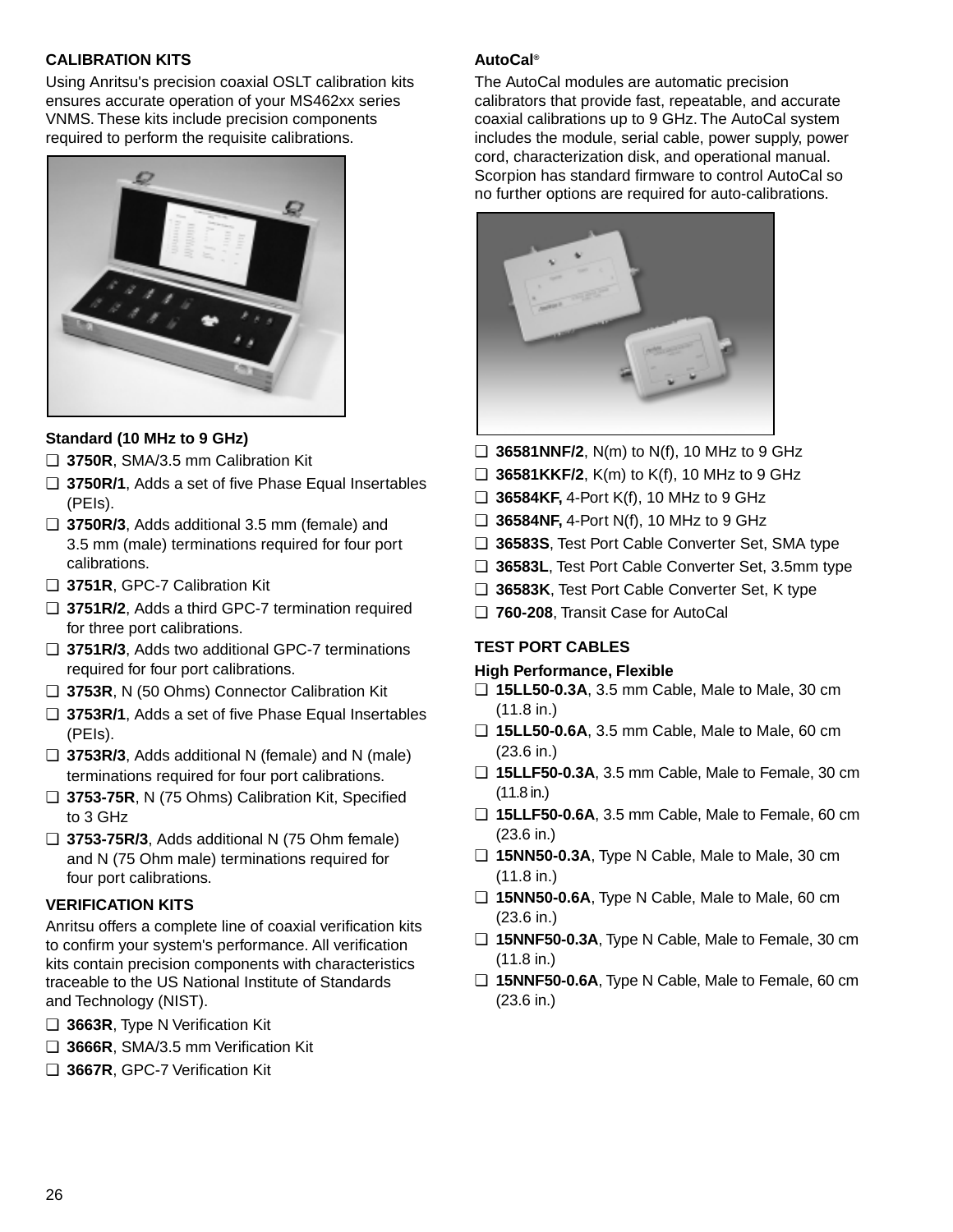## CALIBRATION KITS

Using Anritsu's precision coaxial OSLT calibration kits ensures accurate operation of your MS462xx series VNMS. These kits include precision components required to perform the requisite calibrations.

### Standard (10 MHz to 9 GHz)

- ❑ **3750R**, SMA/3.5 mm Calibration Kit
- ❑ **3750R/1**, Adds a set of five Phase Equal Insertables (PEIs).
- ❑ **3750R/3**, Adds additional 3.5 mm (female) and 3.5 mm (male) terminations required for four port calibrations.
- ❑ **3751R**, GPC-7 Calibration Kit
- ❑ **3751R/2**, Adds a third GPC-7 termination required for three port calibrations.
- ❑ **3751R/3**, Adds two additional GPC-7 terminations required for four port calibrations.
- ❑ **3753R**, N (50 Ohms) Connector Calibration Kit
- ❑ **3753R/1**, Adds a set of five Phase Equal Insertables (PEIs).
- ❑ **3753R/3**, Adds additional N (female) and N (male) terminations required for four port calibrations.
- ❑ **3753-75R**, N (75 Ohms) Calibration Kit, Specified to 3 GHz
- ❑ **3753-75R/3**, Adds additional N (75 Ohm female) and N (75 Ohm male) terminations required for four port calibrations.

## VERIFICATION KITS

Anritsu offers a complete line of coaxial verification kits to confirm your system's performance. All verification kits contain precision components with characteristics traceable to the US National Institute of Standards and Technology (NIST).

- ❑ **3663R**, Type N Verification Kit
- ❑ **3666R**, SMA/3.5 mm Verification Kit
- ❑ **3667R**, GPC-7 Verification Kit

## AutoCal®

The AutoCal modules are automatic precision calibrators that provide fast, repeatable, and accurate coaxial calibrations up to 9 GHz. The AutoCal system includes the module, serial cable, power supply, power cord, characterization disk, and operational manual. Scorpion has standard firmware to control AutoCal so no further options are required for auto-calibrations.

- ❑ **36581NNF/2**, N(m) to N(f), 10 MHz to 9 GHz
- ❑ **36581KKF/2**, K(m) to K(f), 10 MHz to 9 GHz
- ❑ **36584KF,** 4-Port K(f), 10 MHz to 9 GHz
- ❑ **36584NF,** 4-Port N(f), 10 MHz to 9 GHz
- ❑ **36583S**, Test Port Cable Converter Set, SMA type
- ❑ **36583L**, Test Port Cable Converter Set, 3.5mm type
- ❑ **36583K**, Test Port Cable Converter Set, K type
- ❑ **760-208**, Transit Case for AutoCal

## TEST PORT CABLES

### High Performance, Flexible

- ❑ **15LL50-0.3A**, 3.5 mm Cable, Male to Male, 30 cm (11.8 in.)
- ❑ **15LL50-0.6A**, 3.5 mm Cable, Male to Male, 60 cm (23.6 in.)
- ❑ **15LLF50-0.3A**, 3.5 mm Cable, Male to Female, 30 cm (11.8 in.)
- ❑ **15LLF50-0.6A**, 3.5 mm Cable, Male to Female, 60 cm (23.6 in.)
- ❑ **15NN50-0.3A**, Type N Cable, Male to Male, 30 cm (11.8 in.)
- ❑ **15NN50-0.6A**, Type N Cable, Male to Male, 60 cm (23.6 in.)
- ❑ **15NNF50-0.3A**, Type N Cable, Male to Female, 30 cm (11.8 in.)
- ❑ **15NNF50-0.6A**, Type N Cable, Male to Female, 60 cm (23.6 in.)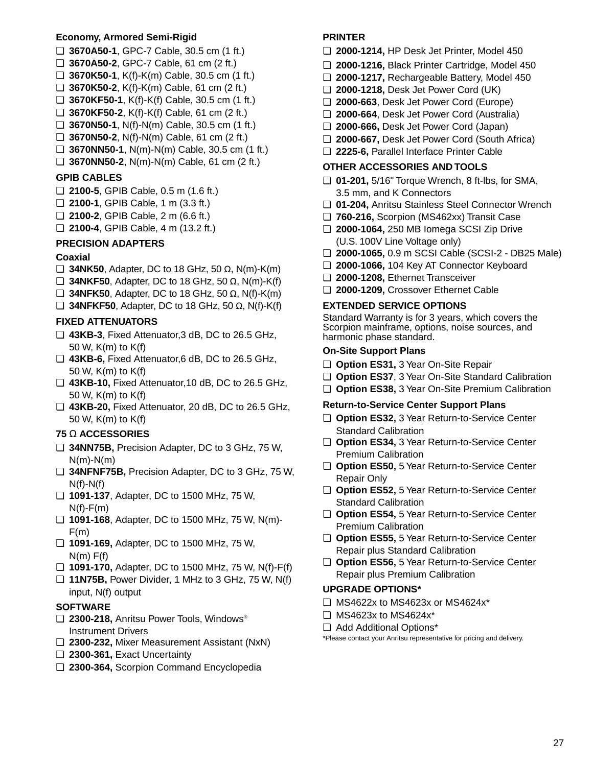**Economy, Armored Semi-Rigid**

- ❑ **3670A50-1**, GPC-7 Cable, 30.5 cm (1 ft.)
- ❑ **3670A50-2**, GPC-7 Cable, 61 cm (2 ft.)
- ❑ **3670K50-1**, K(f)-K(m) Cable, 30.5 cm (1 ft.)
- ❑ **3670K50-2**, K(f)-K(m) Cable, 61 cm (2 ft.)
- ❑ **3670KF50-1**, K(f)-K(f) Cable, 30.5 cm (1 ft.)
- ❑ **3670KF50-2**, K(f)-K(f) Cable, 61 cm (2 ft.)
- ❑ **3670N50-1**, N(f)-N(m) Cable, 30.5 cm (1 ft.)
- ❑ **3670N50-2**, N(f)-N(m) Cable, 61 cm (2 ft.)
- ❑ **3670NN50-1**, N(m)-N(m) Cable, 30.5 cm (1 ft.)
- ❑ **3670NN50-2**, N(m)-N(m) Cable, 61 cm (2 ft.)

**GPIB CABLES**

- ❑ **2100-5**, GPIB Cable, 0.5 m (1.6 ft.)
- ❑ **2100-1**, GPIB Cable, 1 m (3.3 ft.)
- ❑ **2100-2**, GPIB Cable, 2 m (6.6 ft.)
- ❑ **2100-4**, GPIB Cable, 4 m (13.2 ft.)

**PRECISION ADAPTERS**

**Coaxial**

- ❑ **34NK50**, Adapter, DC to 18 GHz, 50 Ω, N(m)-K(m)
- ❑ **34NKF50**, Adapter, DC to 18 GHz, 50 Ω, N(m)-K(f)
- ❑ **34NFK50**, Adapter, DC to 18 GHz, 50 Ω, N(f)-K(m)
- ❑ **34NFKF50**, Adapter, DC to 18 GHz, 50 Ω, N(f)-K(f)

**FIXED ATTENUATORS**

- ❑ **43KB-3**, Fixed Attenuator,3 dB, DC to 26.5 GHz, 50 W, K(m) to K(f)
- ❑ **43KB-6,** Fixed Attenuator,6 dB, DC to 26.5 GHz, 50 W, K(m) to K(f)
- ❑ **43KB-10,** Fixed Attenuator,10 dB, DC to 26.5 GHz, 50 W, K(m) to K(f)
- ❑ **43KB-20,** Fixed Attenuator, 20 dB, DC to 26.5 GHz, 50 W, K(m) to K(f)

**75 Ω ACCESSORIES**

- ❑ **34NN75B,** Precision Adapter, DC to 3 GHz, 75 W, N(m)-N(m)
- ❑ **34NFNF75B,** Precision Adapter, DC to 3 GHz, 75 W, N(f)-N(f)
- ❑ **1091-137**, Adapter, DC to 1500 MHz, 75 W, N(f)-F(m)
- ❑ **1091-168**, Adapter, DC to 1500 MHz, 75 W, N(m)-F(m)
- ❑ **1091-169,** Adapter, DC to 1500 MHz, 75 W, N(m) F(f)
- ❑ **1091-170,** Adapter, DC to 1500 MHz, 75 W, N(f)-F(f)
- ❑ **11N75B,** Power Divider, 1 MHz to 3 GHz, 75 W, N(f) input, N(f) output

**SOFTWARE**

- ❑ **2300-218,** Anritsu Power Tools, Windows® Instrument Drivers
- ❑ **2300-232,** Mixer Measurement Assistant (NxN)
- ❑ **2300-361,** Exact Uncertainty
- ❑ **2300-364,** Scorpion Command Encyclopedia

**PRINTER**

- ❑ **2000-1214,** HP Desk Jet Printer, Model 450
- ❑ **2000-1216,** Black Printer Cartridge, Model 450
- ❑ **2000-1217,** Rechargeable Battery, Model 450
- ❑ **2000-1218,** Desk Jet Power Cord (UK)
- ❑ **2000-663**, Desk Jet Power Cord (Europe)
- ❑ **2000-664**, Desk Jet Power Cord (Australia)
- ❑ **2000-666,** Desk Jet Power Cord (Japan)
- ❑ **2000-667,** Desk Jet Power Cord (South Africa)
- ❑ **2225-6,** Parallel Interface Printer Cable

**OTHER ACCESSORIES AND TOOLS**

- ❑ **01-201,** 5/16" Torque Wrench, 8 ft-lbs, for SMA, 3.5 mm, and K Connectors
- ❑ **01-204,** Anritsu Stainless Steel Connector Wrench
- ❑ **760-216,** Scorpion (MS462xx) Transit Case
- ❑ **2000-1064,** 250 MB Iomega SCSI Zip Drive (U.S. 100V Line Voltage only)
- ❑ **2000-1065,** 0.9 m SCSI Cable (SCSI-2 - DB25 Male)
- ❑ **2000-1066,** 104 Key AT Connector Keyboard
- ❑ **2000-1208,** Ethernet Transceiver
- ❑ **2000-1209,** Crossover Ethernet Cable

**EXTENDED SERVICE OPTIONS**

Standard Warranty is for 3 years, which covers the Scorpion mainframe, options, noise sources, and harmonic phase standard.

**On-Site Support Plans**

- ❑ **Option ES31,** 3 Year On-Site Repair
- ❑ **Option ES37**, 3 Year On-Site Standard Calibration
- ❑ **Option ES38,** 3 Year On-Site Premium Calibration

**Return-to-Service Center Support Plans**

- ❑ **Option ES32,** 3 Year Return-to-Service Center Standard Calibration
- ❑ **Option ES34,** 3 Year Return-to-Service Center Premium Calibration
- ❑ **Option ES50,** 5 Year Return-to-Service Center Repair Only
- ❑ **Option ES52,** 5 Year Return-to-Service Center Standard Calibration
- ❑ **Option ES54,** 5 Year Return-to-Service Center Premium Calibration
- ❑ **Option ES55,** 5 Year Return-to-Service Center Repair plus Standard Calibration
- ❑ **Option ES56,** 5 Year Return-to-Service Center Repair plus Premium Calibration

**UPGRADE OPTIONS***

- ❑ MS4622x to MS4623x or MS4624x*
- ❑ MS4623x to MS4624x*
- ❑ Add Additional Options*

*Please contact your Anritsu representative for pricing and delivery.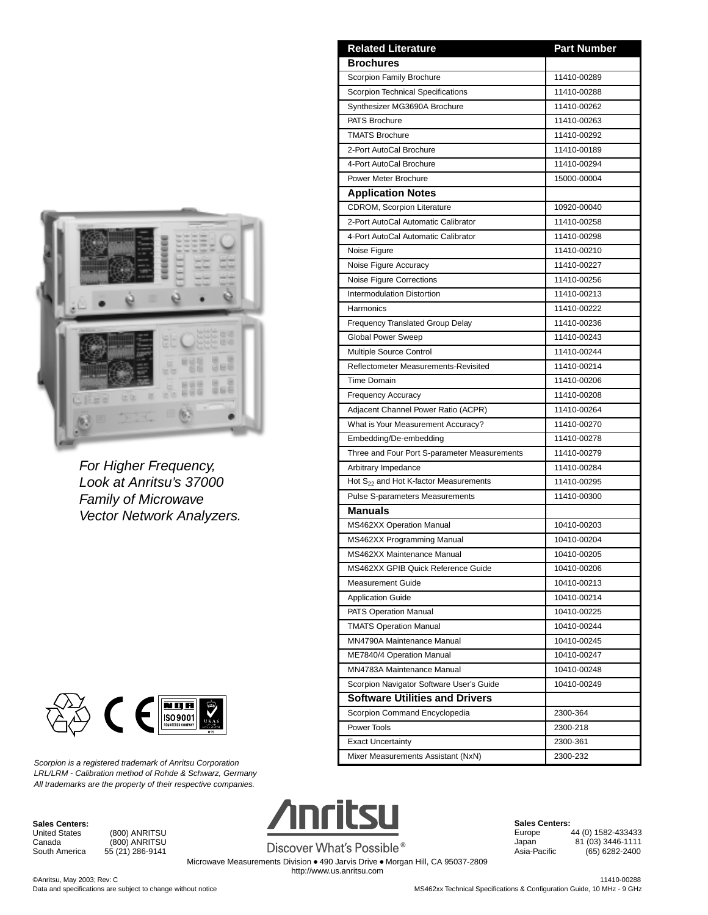| Related Literature | Part Number |
|---|---|
| **Brochures** | |
| Scorpion Family Brochure | 11410-00289 |
| Scorpion Technical Specifications | 11410-00288 |
| Synthesizer MG3690A Brochure | 11410-00262 |
| PATS Brochure | 11410-00263 |
| TMATS Brochure | 11410-00292 |
| 2-Port AutoCal Brochure | 11410-00189 |
| 4-Port AutoCal Brochure | 11410-00294 |
| Power Meter Brochure | 15000-00004 |
| **Application Notes** | |
| CDROM, Scorpion Literature | 10920-00040 |
| 2-Port AutoCal Automatic Calibrator | 11410-00258 |
| 4-Port AutoCal Automatic Calibrator | 11410-00298 |
| Noise Figure | 11410-00210 |
| Noise Figure Accuracy | 11410-00227 |
| Noise Figure Corrections | 11410-00256 |
| Intermodulation Distortion | 11410-00213 |
| Harmonics | 11410-00222 |
| Frequency Translated Group Delay | 11410-00236 |
| Global Power Sweep | 11410-00243 |
| Multiple Source Control | 11410-00244 |
| Reflectometer Measurements-Revisited | 11410-00214 |
| Time Domain | 11410-00206 |
| Frequency Accuracy | 11410-00208 |
| Adjacent Channel Power Ratio (ACPR) | 11410-00264 |
| What is Your Measurement Accuracy? | 11410-00270 |
| Embedding/De-embedding | 11410-00278 |
| Three and Four Port S-parameter Measurements | 11410-00279 |
| Arbitrary Impedance | 11410-00284 |
| Hot $S_{22}$ and Hot K-factor Measurements | 11410-00295 |
| Pulse S-parameters Measurements | 11410-00300 |
| **Manuals** | |
| MS462XX Operation Manual | 10410-00203 |
| MS462XX Programming Manual | 10410-00204 |
| MS462XX Maintenance Manual | 10410-00205 |
| MS462XX GPIB Quick Reference Guide | 10410-00206 |
| Measurement Guide | 10410-00213 |
| Application Guide | 10410-00214 |
| PATS Operation Manual | 10410-00225 |
| TMATS Operation Manual | 10410-00244 |
| MN4790A Maintenance Manual | 10410-00245 |
| ME7840/4 Operation Manual | 10410-00247 |
| MN4783A Maintenance Manual | 10410-00248 |
| Scorpion Navigator Software User's Guide | 10410-00249 |
| **Software Utilities and Drivers** | |
| Scorpion Command Encyclopedia | 2300-364 |
| Power Tools | 2300-218 |
| Exact Uncertainty | 2300-361 |
| Mixer Measurements Assistant (NxN) | 2300-232 |

*For Higher Frequency, Look at Anritsu's 37000 Family of Microwave Vector Network Analyzers.*

*Scorpion is a registered trademark of Anritsu Corporation*
*LRL/LRM - Calibration method of Rohde & Schwarz, Germany*
*All trademarks are the property of their respective companies.*

**Sales Centers:**
United States (800) ANRITSU
Canada (800) ANRITSU
South America 55 (21) 286-9141

Anritsu
Discover What's Possible®

**Sales Centers:**
Europe 44 (0) 1582-433433
Japan 81 (03) 3446-1111
Asia-Pacific (65) 6282-2400

Microwave Measurements Division ● 490 Jarvis Drive ● Morgan Hill, CA 95037-2809
http://www.us.anritsu.com

©Anritsu, May 2003; Rev: C
Data and specifications are subject to change without notice

11410-00288
MS462xx Technical Specifications & Configuration Guide, 10 MHz - 9 GHz